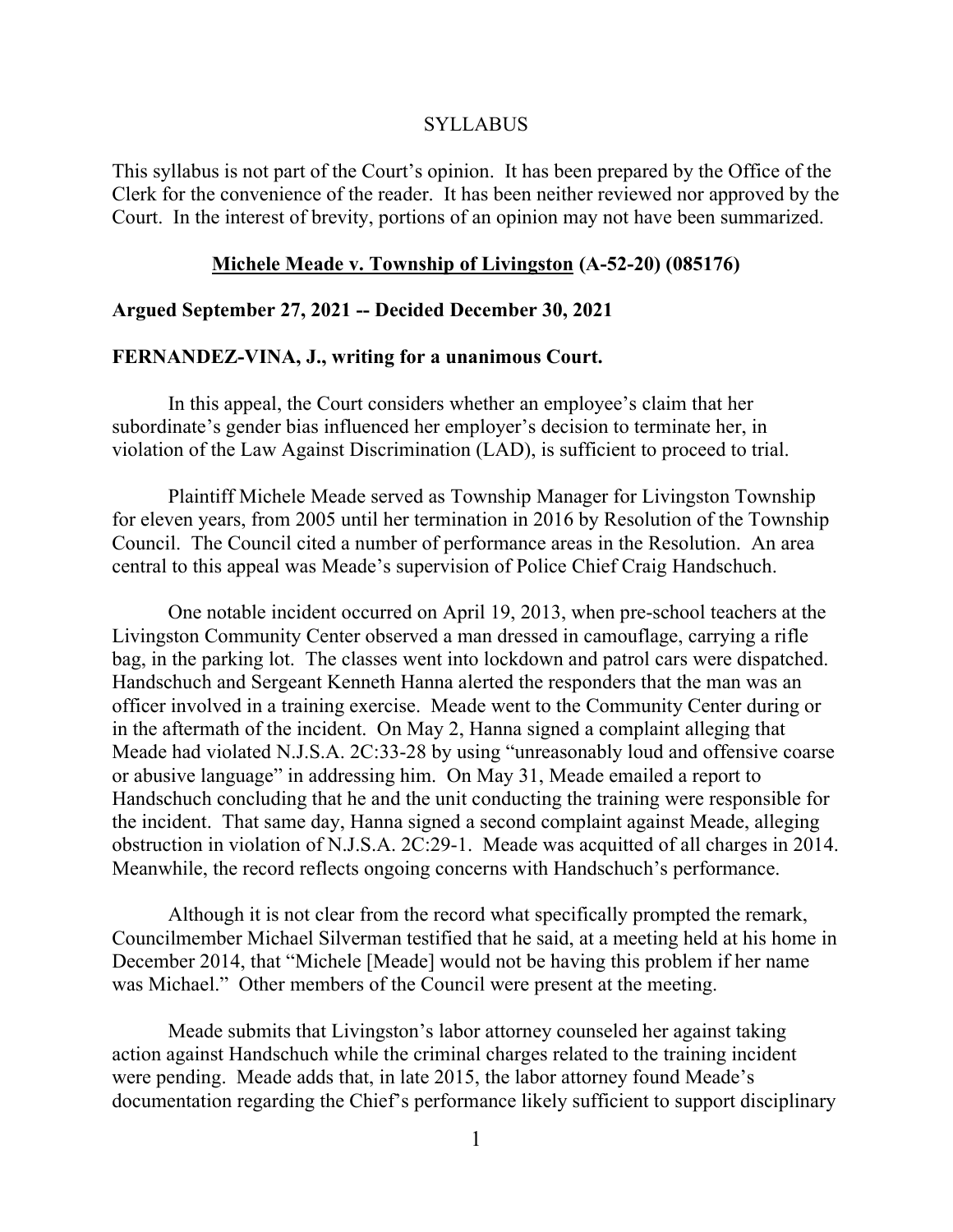SYLLABUS

This syllabus is not part of the Court's opinion. It has been prepared by the Office of the Clerk for the convenience of the reader. It has been neither reviewed nor approved by the Court. In the interest of brevity, portions of an opinion may not have been summarized.

**Michele Meade v. Township of Livingston (A-52-20) (085176)**

**Argued September 27, 2021 -- Decided December 30, 2021**

**FERNANDEZ-VINA, J., writing for a unanimous Court.**

In this appeal, the Court considers whether an employee's claim that her subordinate's gender bias influenced her employer's decision to terminate her, in violation of the Law Against Discrimination (LAD), is sufficient to proceed to trial.

Plaintiff Michele Meade served as Township Manager for Livingston Township for eleven years, from 2005 until her termination in 2016 by Resolution of the Township Council. The Council cited a number of performance areas in the Resolution. An area central to this appeal was Meade's supervision of Police Chief Craig Handschuch.

One notable incident occurred on April 19, 2013, when pre-school teachers at the Livingston Community Center observed a man dressed in camouflage, carrying a rifle bag, in the parking lot. The classes went into lockdown and patrol cars were dispatched. Handschuch and Sergeant Kenneth Hanna alerted the responders that the man was an officer involved in a training exercise. Meade went to the Community Center during or in the aftermath of the incident. On May 2, Hanna signed a complaint alleging that Meade had violated N.J.S.A. 2C:33-28 by using "unreasonably loud and offensive coarse or abusive language" in addressing him. On May 31, Meade emailed a report to Handschuch concluding that he and the unit conducting the training were responsible for the incident. That same day, Hanna signed a second complaint against Meade, alleging obstruction in violation of N.J.S.A. 2C:29-1. Meade was acquitted of all charges in 2014. Meanwhile, the record reflects ongoing concerns with Handschuch's performance.

Although it is not clear from the record what specifically prompted the remark, Councilmember Michael Silverman testified that he said, at a meeting held at his home in December 2014, that "Michele [Meade] would not be having this problem if her name was Michael." Other members of the Council were present at the meeting.

Meade submits that Livingston's labor attorney counseled her against taking action against Handschuch while the criminal charges related to the training incident were pending. Meade adds that, in late 2015, the labor attorney found Meade's documentation regarding the Chief's performance likely sufficient to support disciplinary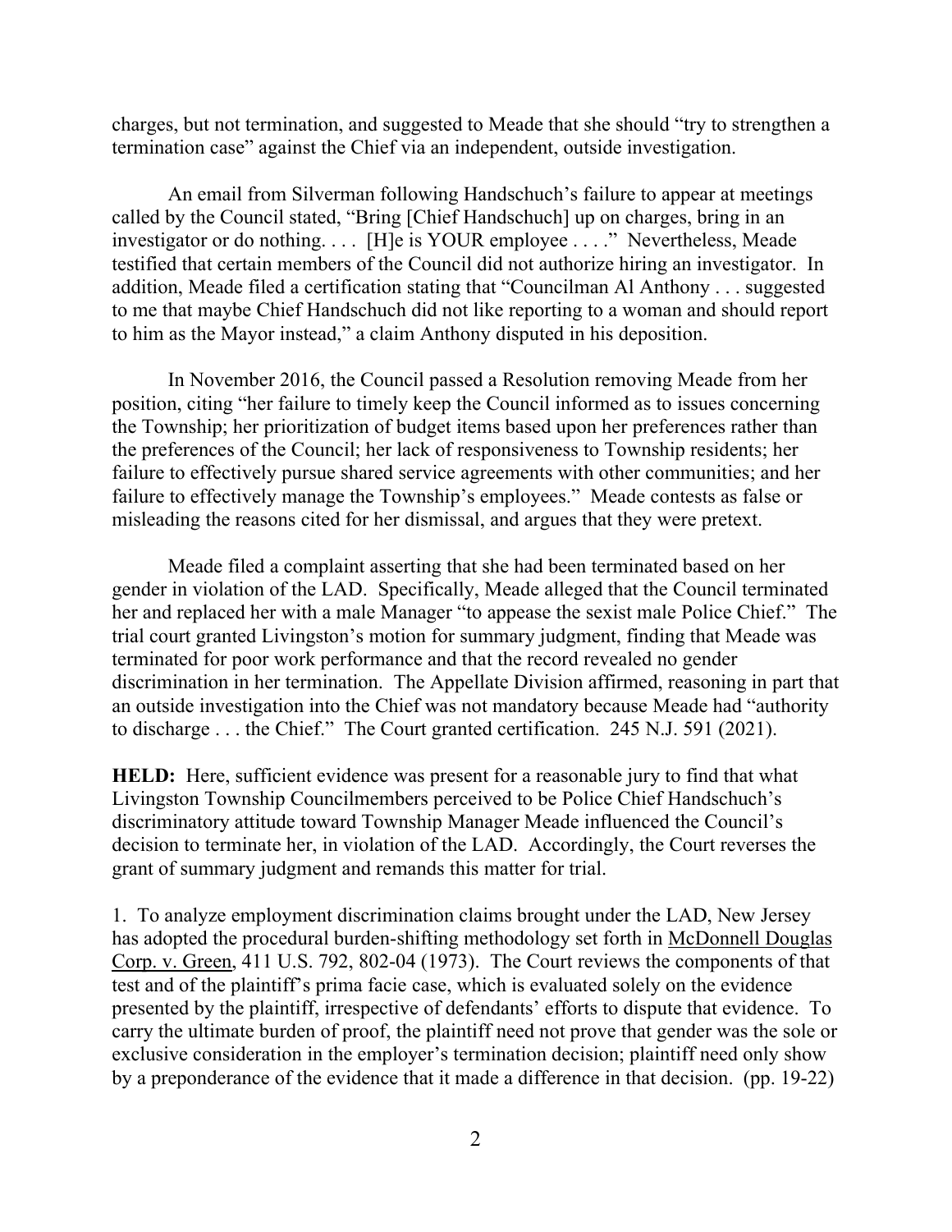charges, but not termination, and suggested to Meade that she should "try to strengthen a termination case" against the Chief via an independent, outside investigation.

An email from Silverman following Handschuch's failure to appear at meetings called by the Council stated, "Bring [Chief Handschuch] up on charges, bring in an investigator or do nothing. . . . [H]e is YOUR employee . . . ." Nevertheless, Meade testified that certain members of the Council did not authorize hiring an investigator. In addition, Meade filed a certification stating that "Councilman Al Anthony . . . suggested to me that maybe Chief Handschuch did not like reporting to a woman and should report to him as the Mayor instead," a claim Anthony disputed in his deposition.

In November 2016, the Council passed a Resolution removing Meade from her position, citing "her failure to timely keep the Council informed as to issues concerning the Township; her prioritization of budget items based upon her preferences rather than the preferences of the Council; her lack of responsiveness to Township residents; her failure to effectively pursue shared service agreements with other communities; and her failure to effectively manage the Township's employees." Meade contests as false or misleading the reasons cited for her dismissal, and argues that they were pretext.

Meade filed a complaint asserting that she had been terminated based on her gender in violation of the LAD. Specifically, Meade alleged that the Council terminated her and replaced her with a male Manager "to appease the sexist male Police Chief." The trial court granted Livingston's motion for summary judgment, finding that Meade was terminated for poor work performance and that the record revealed no gender discrimination in her termination. The Appellate Division affirmed, reasoning in part that an outside investigation into the Chief was not mandatory because Meade had "authority to discharge . . . the Chief." The Court granted certification. 245 N.J. 591 (2021).

**HELD:** Here, sufficient evidence was present for a reasonable jury to find that what Livingston Township Councilmembers perceived to be Police Chief Handschuch's discriminatory attitude toward Township Manager Meade influenced the Council's decision to terminate her, in violation of the LAD. Accordingly, the Court reverses the grant of summary judgment and remands this matter for trial.

1. To analyze employment discrimination claims brought under the LAD, New Jersey has adopted the procedural burden-shifting methodology set forth in McDonnell Douglas Corp. v. Green, 411 U.S. 792, 802-04 (1973). The Court reviews the components of that test and of the plaintiff's prima facie case, which is evaluated solely on the evidence presented by the plaintiff, irrespective of defendants' efforts to dispute that evidence. To carry the ultimate burden of proof, the plaintiff need not prove that gender was the sole or exclusive consideration in the employer's termination decision; plaintiff need only show by a preponderance of the evidence that it made a difference in that decision. (pp. 19-22)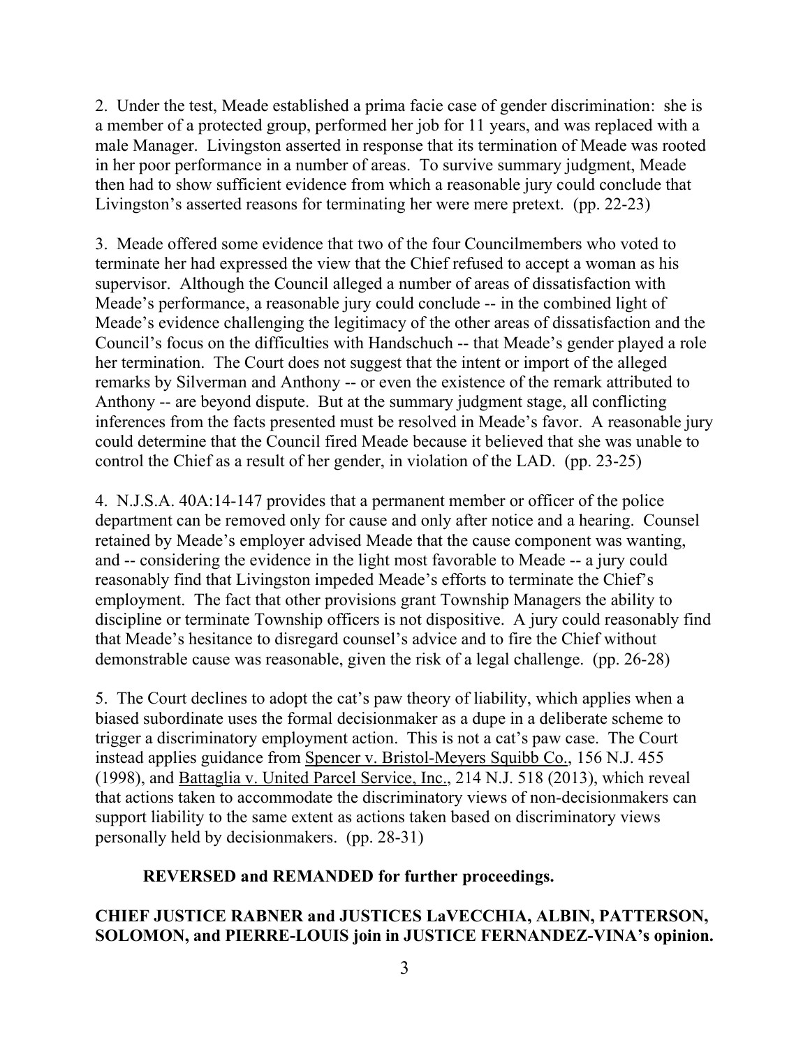2. Under the test, Meade established a prima facie case of gender discrimination: she is a member of a protected group, performed her job for 11 years, and was replaced with a male Manager. Livingston asserted in response that its termination of Meade was rooted in her poor performance in a number of areas. To survive summary judgment, Meade then had to show sufficient evidence from which a reasonable jury could conclude that Livingston's asserted reasons for terminating her were mere pretext. (pp. 22-23)

3. Meade offered some evidence that two of the four Councilmembers who voted to terminate her had expressed the view that the Chief refused to accept a woman as his supervisor. Although the Council alleged a number of areas of dissatisfaction with Meade's performance, a reasonable jury could conclude -- in the combined light of Meade's evidence challenging the legitimacy of the other areas of dissatisfaction and the Council's focus on the difficulties with Handschuch -- that Meade's gender played a role her termination. The Court does not suggest that the intent or import of the alleged remarks by Silverman and Anthony -- or even the existence of the remark attributed to Anthony -- are beyond dispute. But at the summary judgment stage, all conflicting inferences from the facts presented must be resolved in Meade's favor. A reasonable jury could determine that the Council fired Meade because it believed that she was unable to control the Chief as a result of her gender, in violation of the LAD. (pp. 23-25)

4. N.J.S.A. 40A:14-147 provides that a permanent member or officer of the police department can be removed only for cause and only after notice and a hearing. Counsel retained by Meade's employer advised Meade that the cause component was wanting, and -- considering the evidence in the light most favorable to Meade -- a jury could reasonably find that Livingston impeded Meade's efforts to terminate the Chief's employment. The fact that other provisions grant Township Managers the ability to discipline or terminate Township officers is not dispositive. A jury could reasonably find that Meade's hesitance to disregard counsel's advice and to fire the Chief without demonstrable cause was reasonable, given the risk of a legal challenge. (pp. 26-28)

5. The Court declines to adopt the cat's paw theory of liability, which applies when a biased subordinate uses the formal decisionmaker as a dupe in a deliberate scheme to trigger a discriminatory employment action. This is not a cat's paw case. The Court instead applies guidance from Spencer v. Bristol-Meyers Squibb Co., 156 N.J. 455 (1998), and Battaglia v. United Parcel Service, Inc., 214 N.J. 518 (2013), which reveal that actions taken to accommodate the discriminatory views of non-decisionmakers can support liability to the same extent as actions taken based on discriminatory views personally held by decisionmakers. (pp. 28-31)

**REVERSED and REMANDED for further proceedings.**

**CHIEF JUSTICE RABNER and JUSTICES LaVECCHIA, ALBIN, PATTERSON, SOLOMON, and PIERRE-LOUIS join in JUSTICE FERNANDEZ-VINA's opinion.**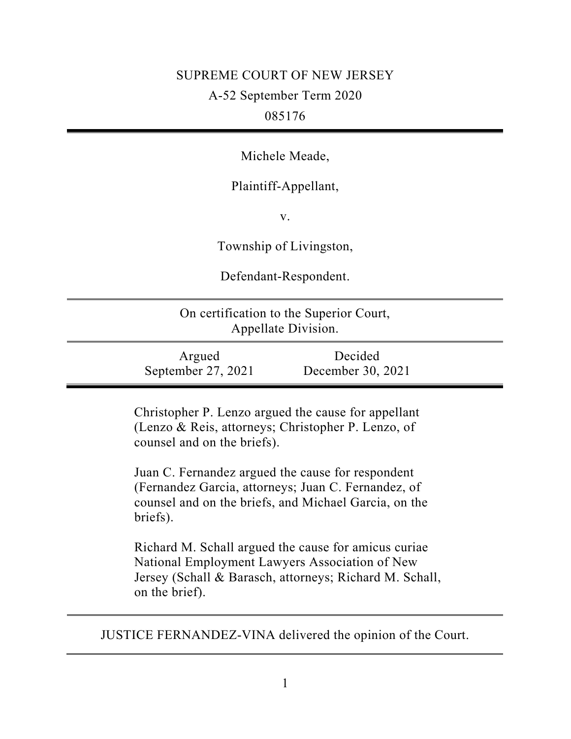SUPREME COURT OF NEW JERSEY

A-52 September Term 2020

085176

---

Michele Meade,

Plaintiff-Appellant,

v.

Township of Livingston,

Defendant-Respondent.

---

On certification to the Superior Court, Appellate Division.

---

| Argued | Decided |
| --- | --- |
| September 27, 2021 | December 30, 2021 |

---

Christopher P. Lenzo argued the cause for appellant (Lenzo & Reis, attorneys; Christopher P. Lenzo, of counsel and on the briefs).

Juan C. Fernandez argued the cause for respondent (Fernandez Garcia, attorneys; Juan C. Fernandez, of counsel and on the briefs, and Michael Garcia, on the briefs).

Richard M. Schall argued the cause for amicus curiae National Employment Lawyers Association of New Jersey (Schall & Barasch, attorneys; Richard M. Schall, on the brief).

---

JUSTICE FERNANDEZ-VINA delivered the opinion of the Court.

---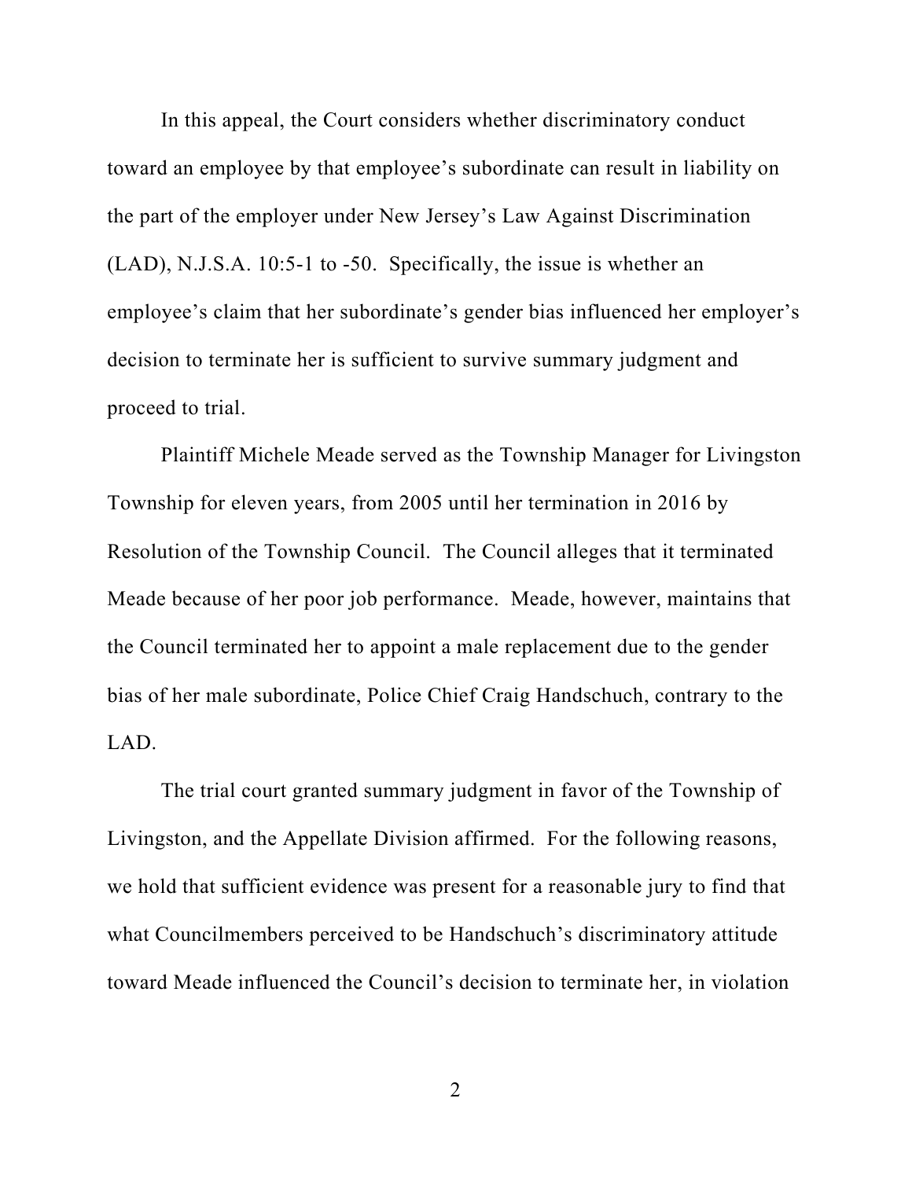In this appeal, the Court considers whether discriminatory conduct toward an employee by that employee's subordinate can result in liability on the part of the employer under New Jersey's Law Against Discrimination (LAD), N.J.S.A. 10:5-1 to -50. Specifically, the issue is whether an employee's claim that her subordinate's gender bias influenced her employer's decision to terminate her is sufficient to survive summary judgment and proceed to trial.

Plaintiff Michele Meade served as the Township Manager for Livingston Township for eleven years, from 2005 until her termination in 2016 by Resolution of the Township Council. The Council alleges that it terminated Meade because of her poor job performance. Meade, however, maintains that the Council terminated her to appoint a male replacement due to the gender bias of her male subordinate, Police Chief Craig Handschuch, contrary to the LAD.

The trial court granted summary judgment in favor of the Township of Livingston, and the Appellate Division affirmed. For the following reasons, we hold that sufficient evidence was present for a reasonable jury to find that what Councilmembers perceived to be Handschuch's discriminatory attitude toward Meade influenced the Council's decision to terminate her, in violation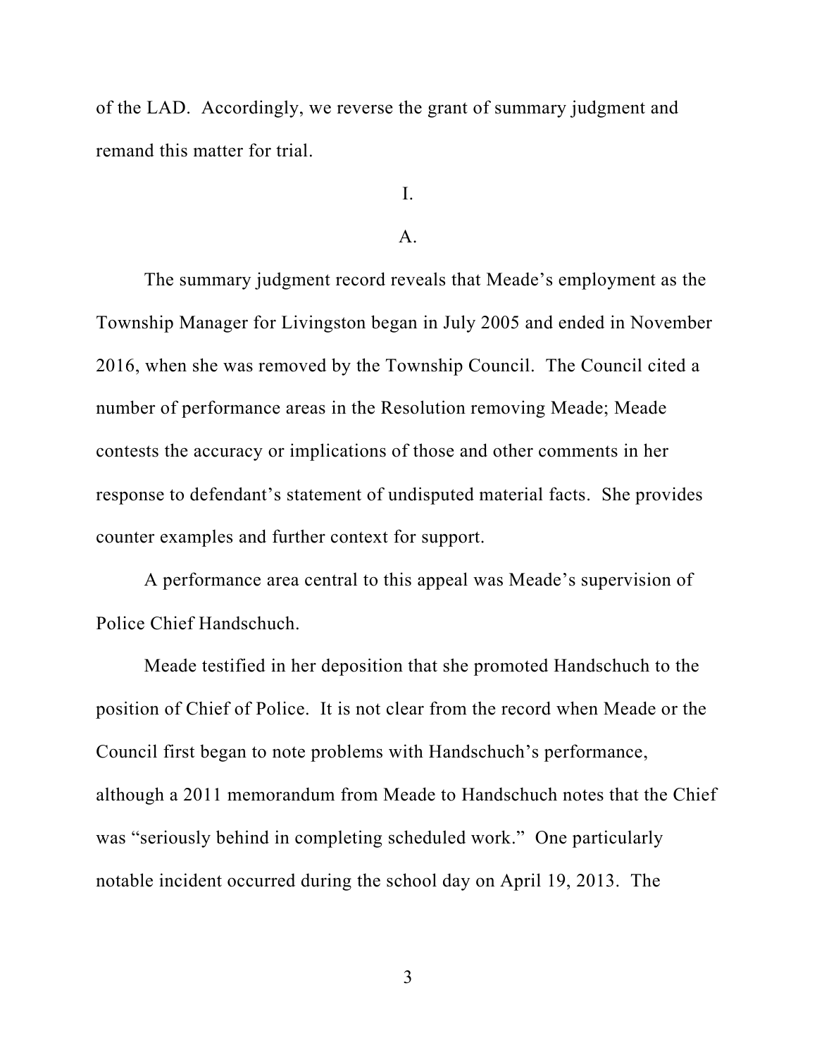of the LAD. Accordingly, we reverse the grant of summary judgment and remand this matter for trial.

I.

A.

The summary judgment record reveals that Meade's employment as the Township Manager for Livingston began in July 2005 and ended in November 2016, when she was removed by the Township Council. The Council cited a number of performance areas in the Resolution removing Meade; Meade contests the accuracy or implications of those and other comments in her response to defendant's statement of undisputed material facts. She provides counter examples and further context for support.

A performance area central to this appeal was Meade's supervision of Police Chief Handschuch.

Meade testified in her deposition that she promoted Handschuch to the position of Chief of Police. It is not clear from the record when Meade or the Council first began to note problems with Handschuch's performance, although a 2011 memorandum from Meade to Handschuch notes that the Chief was "seriously behind in completing scheduled work." One particularly notable incident occurred during the school day on April 19, 2013. The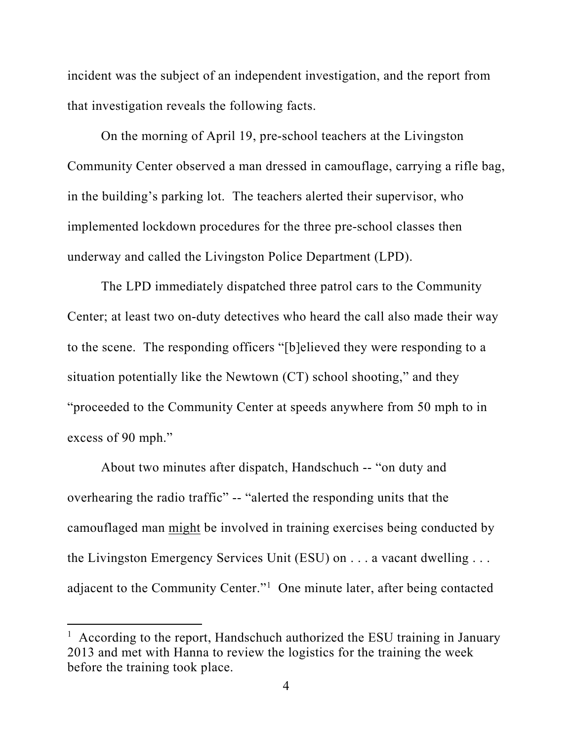incident was the subject of an independent investigation, and the report from that investigation reveals the following facts.

On the morning of April 19, pre-school teachers at the Livingston Community Center observed a man dressed in camouflage, carrying a rifle bag, in the building's parking lot. The teachers alerted their supervisor, who implemented lockdown procedures for the three pre-school classes then underway and called the Livingston Police Department (LPD).

The LPD immediately dispatched three patrol cars to the Community Center; at least two on-duty detectives who heard the call also made their way to the scene. The responding officers "[b]elieved they were responding to a situation potentially like the Newtown (CT) school shooting," and they "proceeded to the Community Center at speeds anywhere from 50 mph to in excess of 90 mph."

About two minutes after dispatch, Handschuch -- "on duty and overhearing the radio traffic" -- "alerted the responding units that the camouflaged man <u>might</u> be involved in training exercises being conducted by the Livingston Emergency Services Unit (ESU) on . . . a vacant dwelling . . . adjacent to the Community Center."[1] One minute later, after being contacted

[1] According to the report, Handschuch authorized the ESU training in January 2013 and met with Hanna to review the logistics for the training the week before the training took place.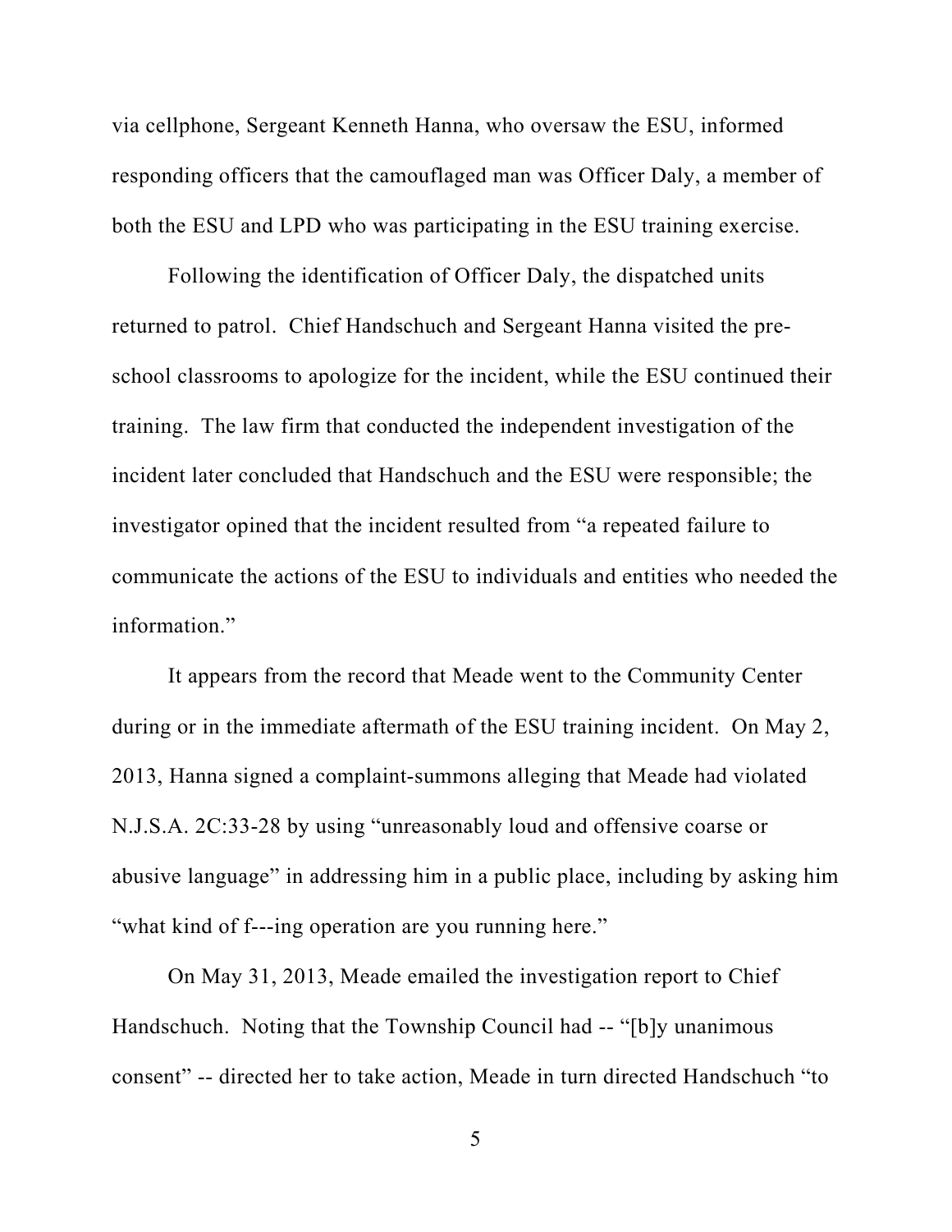via cellphone, Sergeant Kenneth Hanna, who oversaw the ESU, informed responding officers that the camouflaged man was Officer Daly, a member of both the ESU and LPD who was participating in the ESU training exercise.

Following the identification of Officer Daly, the dispatched units returned to patrol. Chief Handschuch and Sergeant Hanna visited the pre-school classrooms to apologize for the incident, while the ESU continued their training. The law firm that conducted the independent investigation of the incident later concluded that Handschuch and the ESU were responsible; the investigator opined that the incident resulted from "a repeated failure to communicate the actions of the ESU to individuals and entities who needed the information."

It appears from the record that Meade went to the Community Center during or in the immediate aftermath of the ESU training incident. On May 2, 2013, Hanna signed a complaint-summons alleging that Meade had violated N.J.S.A. 2C:33-28 by using "unreasonably loud and offensive coarse or abusive language" in addressing him in a public place, including by asking him "what kind of f---ing operation are you running here."

On May 31, 2013, Meade emailed the investigation report to Chief Handschuch. Noting that the Township Council had -- "[b]y unanimous consent" -- directed her to take action, Meade in turn directed Handschuch "to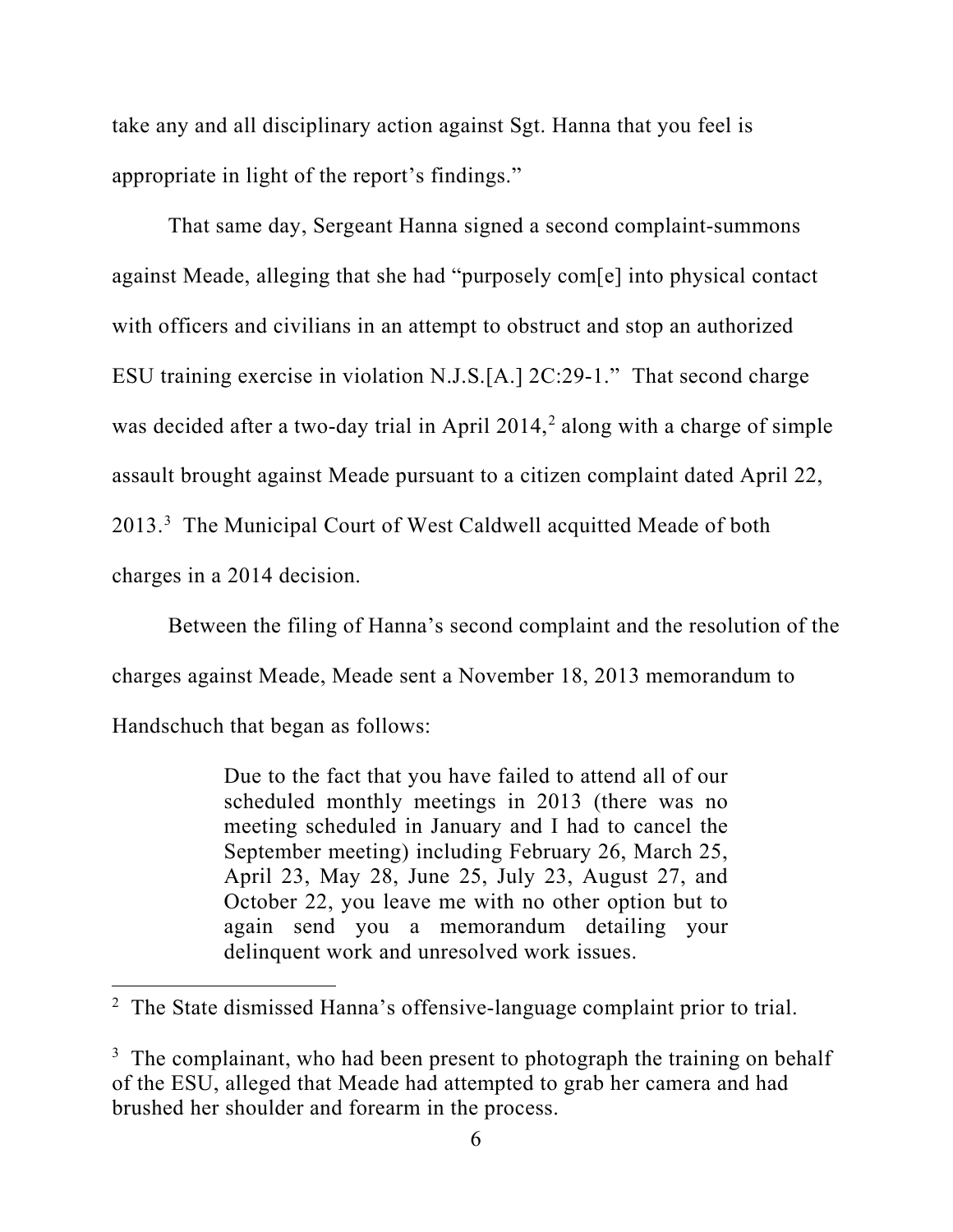take any and all disciplinary action against Sgt. Hanna that you feel is appropriate in light of the report's findings."

That same day, Sergeant Hanna signed a second complaint-summons against Meade, alleging that she had "purposely com[e] into physical contact with officers and civilians in an attempt to obstruct and stop an authorized ESU training exercise in violation N.J.S.[A.] 2C:29-1." That second charge was decided after a two-day trial in April 2014,[2] along with a charge of simple assault brought against Meade pursuant to a citizen complaint dated April 22, 2013.[3] The Municipal Court of West Caldwell acquitted Meade of both charges in a 2014 decision.

Between the filing of Hanna's second complaint and the resolution of the charges against Meade, Meade sent a November 18, 2013 memorandum to Handschuch that began as follows:

> Due to the fact that you have failed to attend all of our scheduled monthly meetings in 2013 (there was no meeting scheduled in January and I had to cancel the September meeting) including February 26, March 25, April 23, May 28, June 25, July 23, August 27, and October 22, you leave me with no other option but to again send you a memorandum detailing your delinquent work and unresolved work issues.

---

[2] The State dismissed Hanna's offensive-language complaint prior to trial.

[3] The complainant, who had been present to photograph the training on behalf of the ESU, alleged that Meade had attempted to grab her camera and had brushed her shoulder and forearm in the process.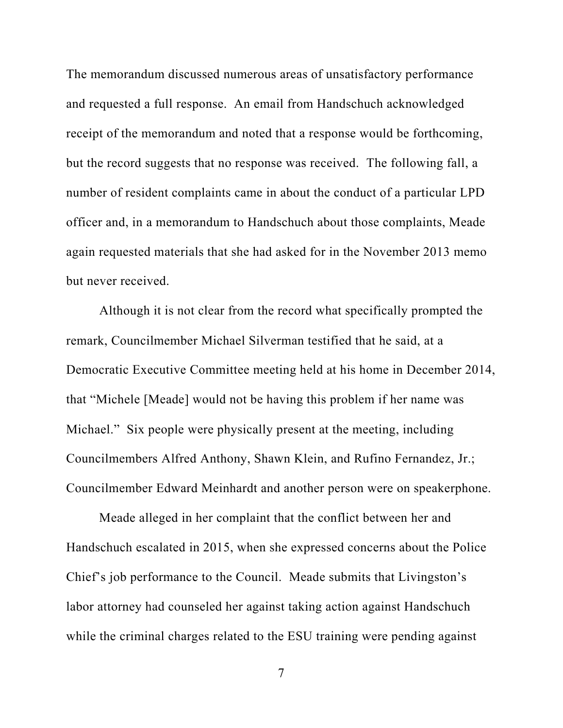The memorandum discussed numerous areas of unsatisfactory performance and requested a full response. An email from Handschuch acknowledged receipt of the memorandum and noted that a response would be forthcoming, but the record suggests that no response was received. The following fall, a number of resident complaints came in about the conduct of a particular LPD officer and, in a memorandum to Handschuch about those complaints, Meade again requested materials that she had asked for in the November 2013 memo but never received.

Although it is not clear from the record what specifically prompted the remark, Councilmember Michael Silverman testified that he said, at a Democratic Executive Committee meeting held at his home in December 2014, that "Michele [Meade] would not be having this problem if her name was Michael." Six people were physically present at the meeting, including Councilmembers Alfred Anthony, Shawn Klein, and Rufino Fernandez, Jr.; Councilmember Edward Meinhardt and another person were on speakerphone.

Meade alleged in her complaint that the conflict between her and Handschuch escalated in 2015, when she expressed concerns about the Police Chief's job performance to the Council. Meade submits that Livingston's labor attorney had counseled her against taking action against Handschuch while the criminal charges related to the ESU training were pending against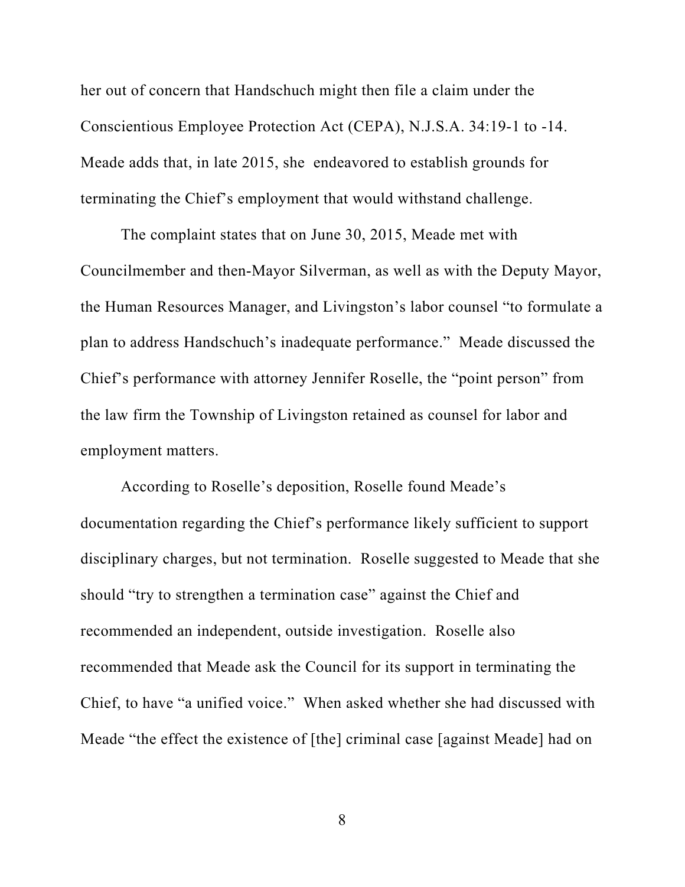her out of concern that Handschuch might then file a claim under the Conscientious Employee Protection Act (CEPA), N.J.S.A. 34:19-1 to -14. Meade adds that, in late 2015, she endeavored to establish grounds for terminating the Chief's employment that would withstand challenge.

The complaint states that on June 30, 2015, Meade met with Councilmember and then-Mayor Silverman, as well as with the Deputy Mayor, the Human Resources Manager, and Livingston's labor counsel "to formulate a plan to address Handschuch's inadequate performance." Meade discussed the Chief's performance with attorney Jennifer Roselle, the "point person" from the law firm the Township of Livingston retained as counsel for labor and employment matters.

According to Roselle's deposition, Roselle found Meade's documentation regarding the Chief's performance likely sufficient to support disciplinary charges, but not termination. Roselle suggested to Meade that she should "try to strengthen a termination case" against the Chief and recommended an independent, outside investigation. Roselle also recommended that Meade ask the Council for its support in terminating the Chief, to have "a unified voice." When asked whether she had discussed with Meade "the effect the existence of [the] criminal case [against Meade] had on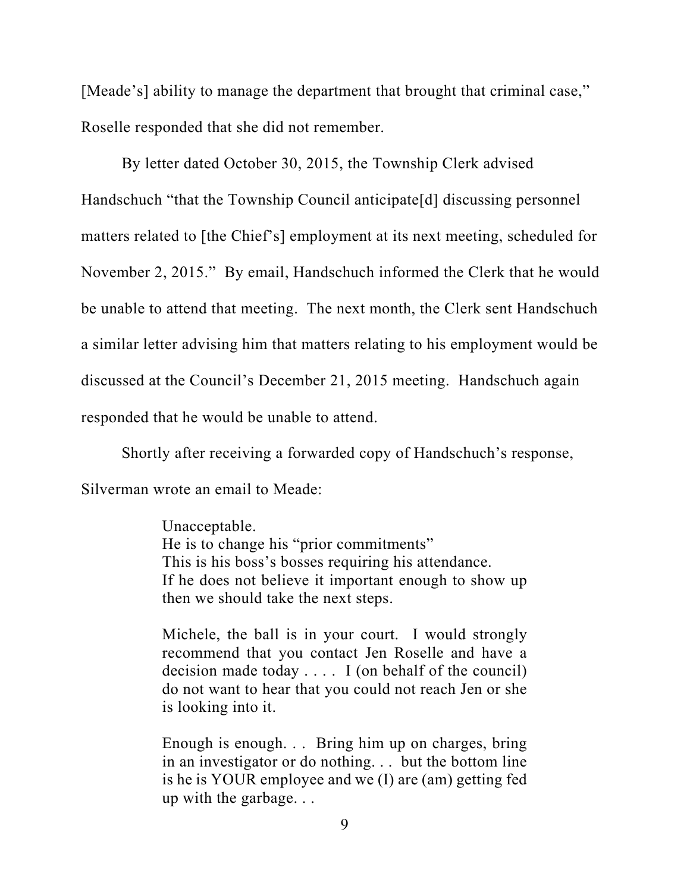[Meade's] ability to manage the department that brought that criminal case," Roselle responded that she did not remember.

By letter dated October 30, 2015, the Township Clerk advised Handschuch "that the Township Council anticipate[d] discussing personnel matters related to [the Chief's] employment at its next meeting, scheduled for November 2, 2015." By email, Handschuch informed the Clerk that he would be unable to attend that meeting. The next month, the Clerk sent Handschuch a similar letter advising him that matters relating to his employment would be discussed at the Council's December 21, 2015 meeting. Handschuch again responded that he would be unable to attend.

Shortly after receiving a forwarded copy of Handschuch's response, Silverman wrote an email to Meade:

> Unacceptable.
> He is to change his "prior commitments"
> This is his boss's bosses requiring his attendance.
> If he does not believe it important enough to show up then we should take the next steps.
>
> Michele, the ball is in your court. I would strongly recommend that you contact Jen Roselle and have a decision made today . . . . I (on behalf of the council) do not want to hear that you could not reach Jen or she is looking into it.
>
> Enough is enough. . . Bring him up on charges, bring in an investigator or do nothing. . . but the bottom line is he is YOUR employee and we (I) are (am) getting fed up with the garbage. . .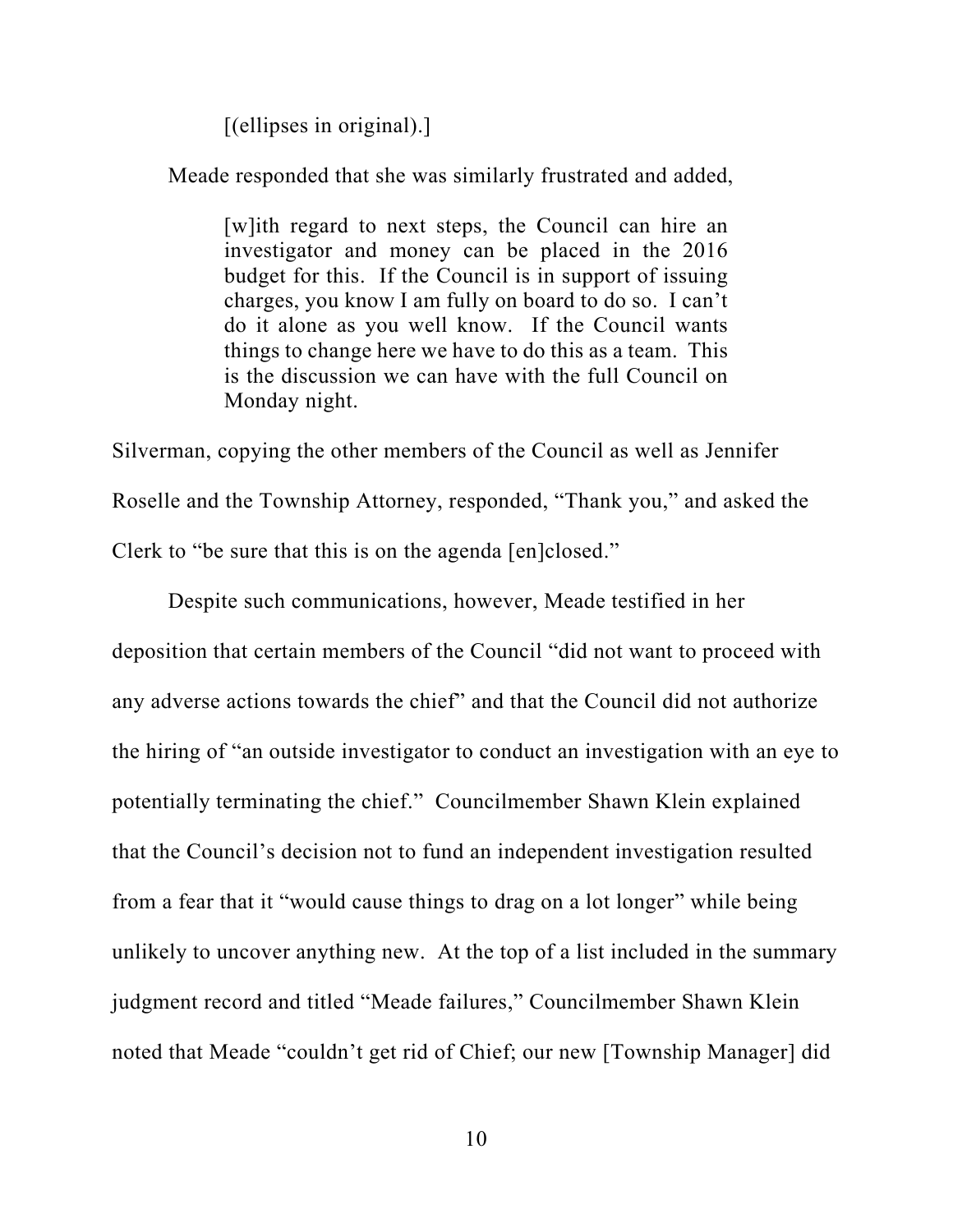[(ellipses in original).]

Meade responded that she was similarly frustrated and added,

> [w]ith regard to next steps, the Council can hire an investigator and money can be placed in the 2016 budget for this. If the Council is in support of issuing charges, you know I am fully on board to do so. I can't do it alone as you well know. If the Council wants things to change here we have to do this as a team. This is the discussion we can have with the full Council on Monday night.

Silverman, copying the other members of the Council as well as Jennifer Roselle and the Township Attorney, responded, "Thank you," and asked the Clerk to "be sure that this is on the agenda [en]closed."

Despite such communications, however, Meade testified in her deposition that certain members of the Council "did not want to proceed with any adverse actions towards the chief" and that the Council did not authorize the hiring of "an outside investigator to conduct an investigation with an eye to potentially terminating the chief." Councilmember Shawn Klein explained that the Council's decision not to fund an independent investigation resulted from a fear that it "would cause things to drag on a lot longer" while being unlikely to uncover anything new. At the top of a list included in the summary judgment record and titled "Meade failures," Councilmember Shawn Klein noted that Meade "couldn't get rid of Chief; our new [Township Manager] did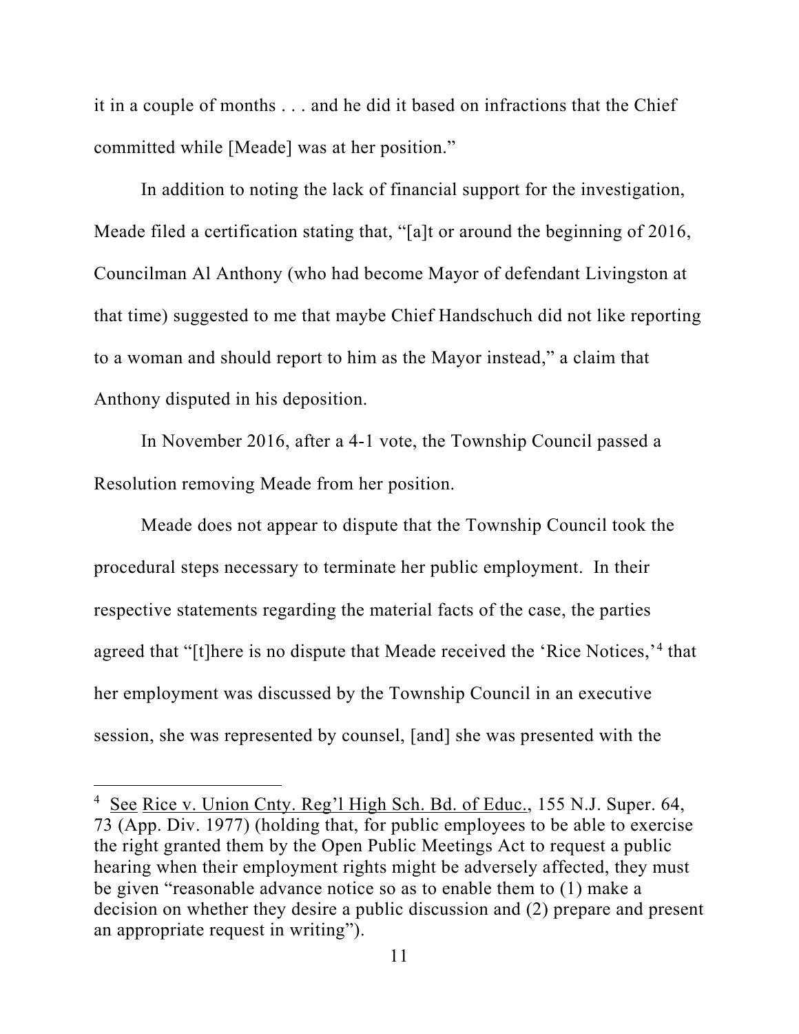it in a couple of months . . . and he did it based on infractions that the Chief committed while [Meade] was at her position."

In addition to noting the lack of financial support for the investigation, Meade filed a certification stating that, "[a]t or around the beginning of 2016, Councilman Al Anthony (who had become Mayor of defendant Livingston at that time) suggested to me that maybe Chief Handschuch did not like reporting to a woman and should report to him as the Mayor instead," a claim that Anthony disputed in his deposition.

In November 2016, after a 4-1 vote, the Township Council passed a Resolution removing Meade from her position.

Meade does not appear to dispute that the Township Council took the procedural steps necessary to terminate her public employment. In their respective statements regarding the material facts of the case, the parties agreed that "[t]here is no dispute that Meade received the 'Rice Notices,'[4] that her employment was discussed by the Township Council in an executive session, she was represented by counsel, [and] she was presented with the

---

[4] See Rice v. Union Cnty. Reg'l High Sch. Bd. of Educ., 155 N.J. Super. 64, 73 (App. Div. 1977) (holding that, for public employees to be able to exercise the right granted them by the Open Public Meetings Act to request a public hearing when their employment rights might be adversely affected, they must be given "reasonable advance notice so as to enable them to (1) make a decision on whether they desire a public discussion and (2) prepare and present an appropriate request in writing").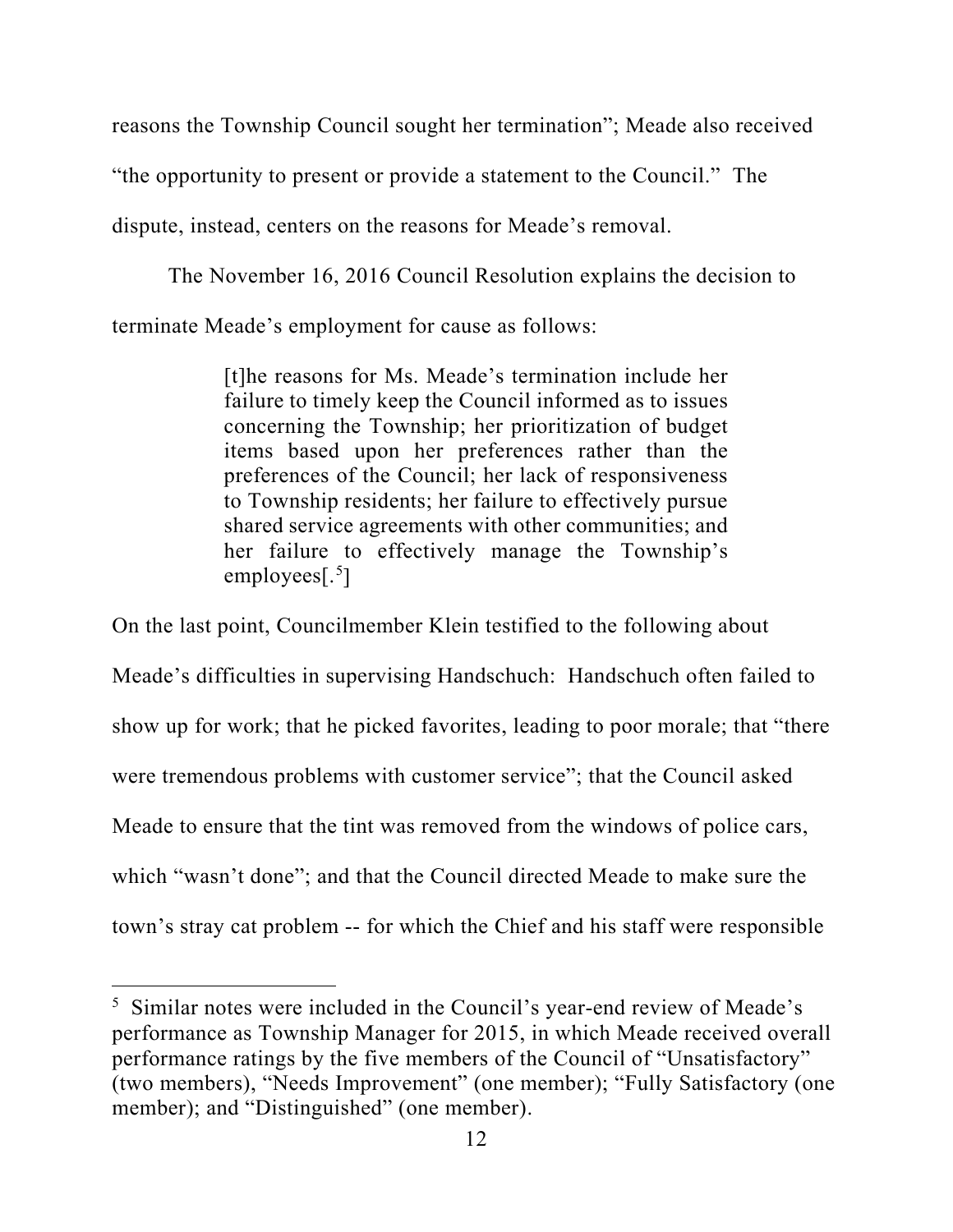reasons the Township Council sought her termination"; Meade also received "the opportunity to present or provide a statement to the Council." The dispute, instead, centers on the reasons for Meade's removal.

The November 16, 2016 Council Resolution explains the decision to terminate Meade's employment for cause as follows:

> [t]he reasons for Ms. Meade's termination include her failure to timely keep the Council informed as to issues concerning the Township; her prioritization of budget items based upon her preferences rather than the preferences of the Council; her lack of responsiveness to Township residents; her failure to effectively pursue shared service agreements with other communities; and her failure to effectively manage the Township's employees[.[5]]

On the last point, Councilmember Klein testified to the following about Meade's difficulties in supervising Handschuch: Handschuch often failed to show up for work; that he picked favorites, leading to poor morale; that "there were tremendous problems with customer service"; that the Council asked Meade to ensure that the tint was removed from the windows of police cars, which "wasn't done"; and that the Council directed Meade to make sure the town's stray cat problem -- for which the Chief and his staff were responsible

---

[5] Similar notes were included in the Council's year-end review of Meade's performance as Township Manager for 2015, in which Meade received overall performance ratings by the five members of the Council of "Unsatisfactory" (two members), "Needs Improvement" (one member); "Fully Satisfactory (one member); and "Distinguished" (one member).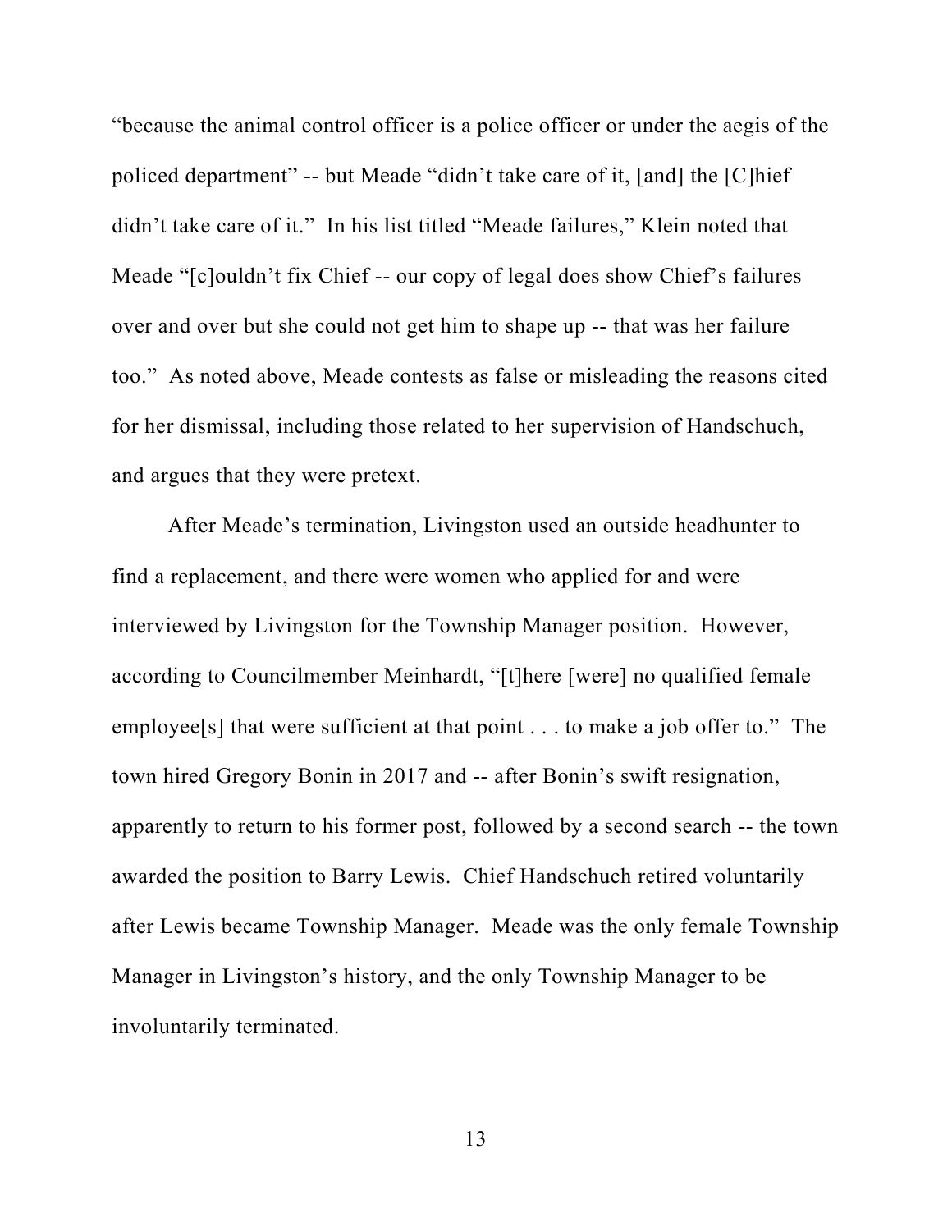"because the animal control officer is a police officer or under the aegis of the policed department" -- but Meade "didn't take care of it, [and] the [C]hief didn't take care of it." In his list titled "Meade failures," Klein noted that Meade "[c]ouldn't fix Chief -- our copy of legal does show Chief's failures over and over but she could not get him to shape up -- that was her failure too." As noted above, Meade contests as false or misleading the reasons cited for her dismissal, including those related to her supervision of Handschuch, and argues that they were pretext.

After Meade's termination, Livingston used an outside headhunter to find a replacement, and there were women who applied for and were interviewed by Livingston for the Township Manager position. However, according to Councilmember Meinhardt, "[t]here [were] no qualified female employee[s] that were sufficient at that point . . . to make a job offer to." The town hired Gregory Bonin in 2017 and -- after Bonin's swift resignation, apparently to return to his former post, followed by a second search -- the town awarded the position to Barry Lewis. Chief Handschuch retired voluntarily after Lewis became Township Manager. Meade was the only female Township Manager in Livingston's history, and the only Township Manager to be involuntarily terminated.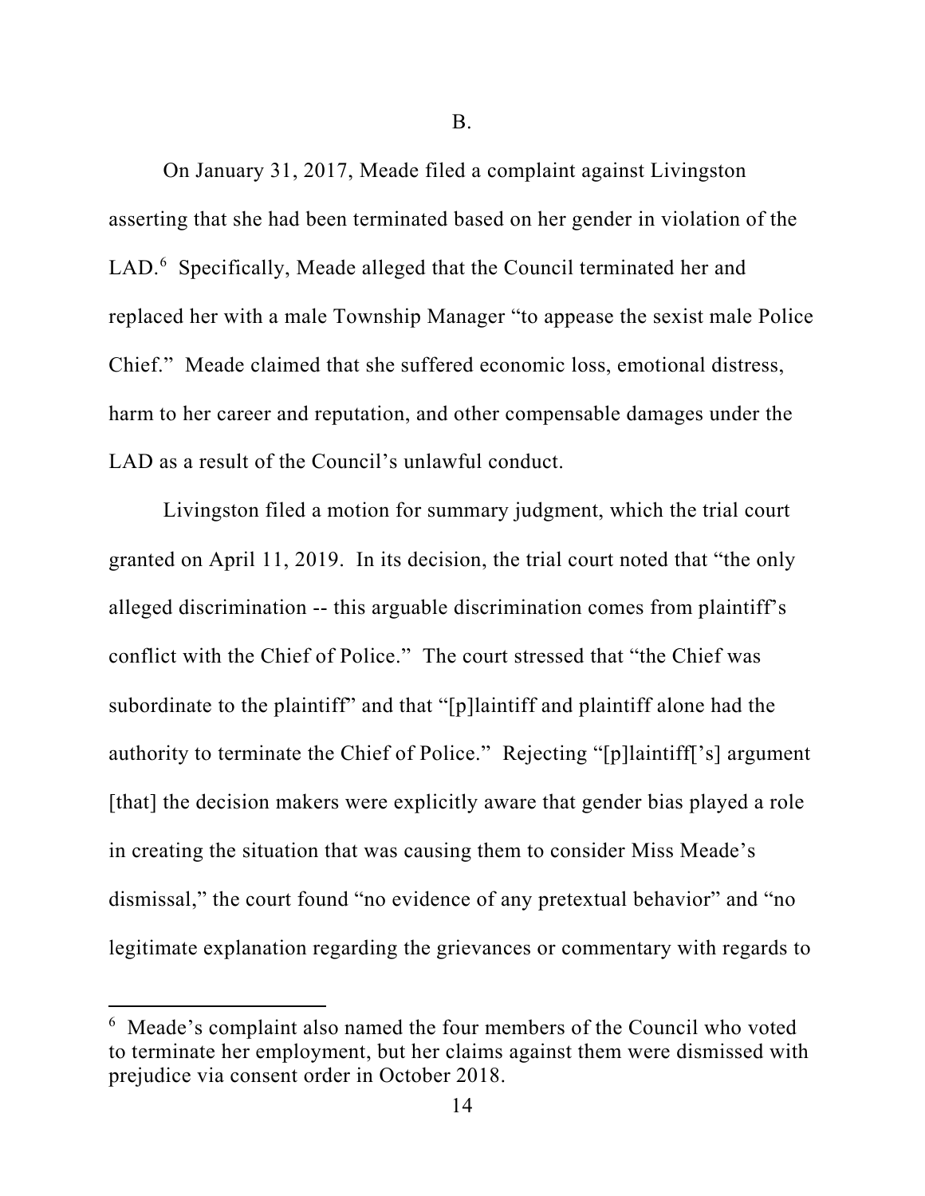B.

On January 31, 2017, Meade filed a complaint against Livingston asserting that she had been terminated based on her gender in violation of the LAD.[6] Specifically, Meade alleged that the Council terminated her and replaced her with a male Township Manager "to appease the sexist male Police Chief." Meade claimed that she suffered economic loss, emotional distress, harm to her career and reputation, and other compensable damages under the LAD as a result of the Council's unlawful conduct.

Livingston filed a motion for summary judgment, which the trial court granted on April 11, 2019. In its decision, the trial court noted that "the only alleged discrimination -- this arguable discrimination comes from plaintiff's conflict with the Chief of Police." The court stressed that "the Chief was subordinate to the plaintiff" and that "[p]laintiff and plaintiff alone had the authority to terminate the Chief of Police." Rejecting "[p]laintiff[']s] argument [that] the decision makers were explicitly aware that gender bias played a role in creating the situation that was causing them to consider Miss Meade's dismissal," the court found "no evidence of any pretextual behavior" and "no legitimate explanation regarding the grievances or commentary with regards to

---

[6] Meade's complaint also named the four members of the Council who voted to terminate her employment, but her claims against them were dismissed with prejudice via consent order in October 2018.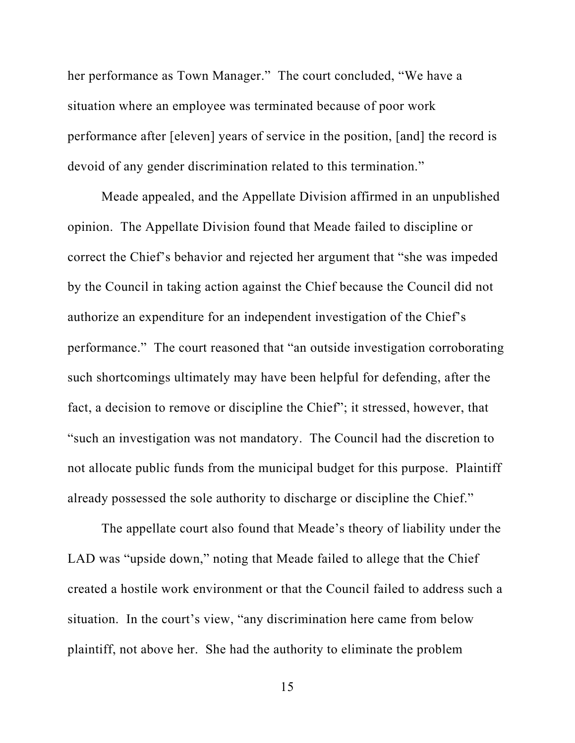her performance as Town Manager." The court concluded, "We have a situation where an employee was terminated because of poor work performance after [eleven] years of service in the position, [and] the record is devoid of any gender discrimination related to this termination."

Meade appealed, and the Appellate Division affirmed in an unpublished opinion. The Appellate Division found that Meade failed to discipline or correct the Chief's behavior and rejected her argument that "she was impeded by the Council in taking action against the Chief because the Council did not authorize an expenditure for an independent investigation of the Chief's performance." The court reasoned that "an outside investigation corroborating such shortcomings ultimately may have been helpful for defending, after the fact, a decision to remove or discipline the Chief"; it stressed, however, that "such an investigation was not mandatory. The Council had the discretion to not allocate public funds from the municipal budget for this purpose. Plaintiff already possessed the sole authority to discharge or discipline the Chief."

The appellate court also found that Meade's theory of liability under the LAD was "upside down," noting that Meade failed to allege that the Chief created a hostile work environment or that the Council failed to address such a situation. In the court's view, "any discrimination here came from below plaintiff, not above her. She had the authority to eliminate the problem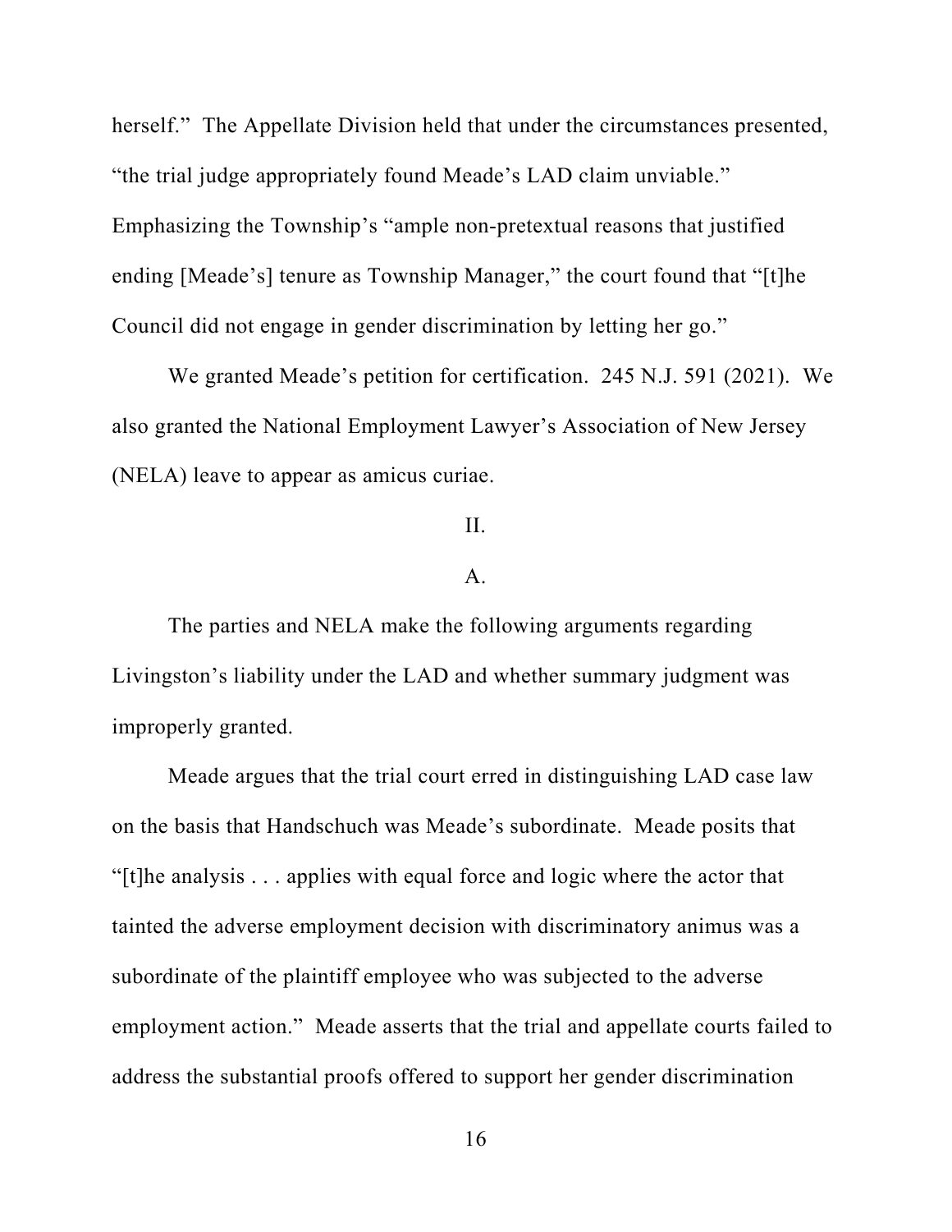herself." The Appellate Division held that under the circumstances presented, "the trial judge appropriately found Meade's LAD claim unviable." Emphasizing the Township's "ample non-pretextual reasons that justified ending [Meade's] tenure as Township Manager," the court found that "[t]he Council did not engage in gender discrimination by letting her go."

We granted Meade's petition for certification. 245 N.J. 591 (2021). We also granted the National Employment Lawyer's Association of New Jersey (NELA) leave to appear as amicus curiae.

II.

A.

The parties and NELA make the following arguments regarding Livingston's liability under the LAD and whether summary judgment was improperly granted.

Meade argues that the trial court erred in distinguishing LAD case law on the basis that Handschuch was Meade's subordinate. Meade posits that "[t]he analysis . . . applies with equal force and logic where the actor that tainted the adverse employment decision with discriminatory animus was a subordinate of the plaintiff employee who was subjected to the adverse employment action." Meade asserts that the trial and appellate courts failed to address the substantial proofs offered to support her gender discrimination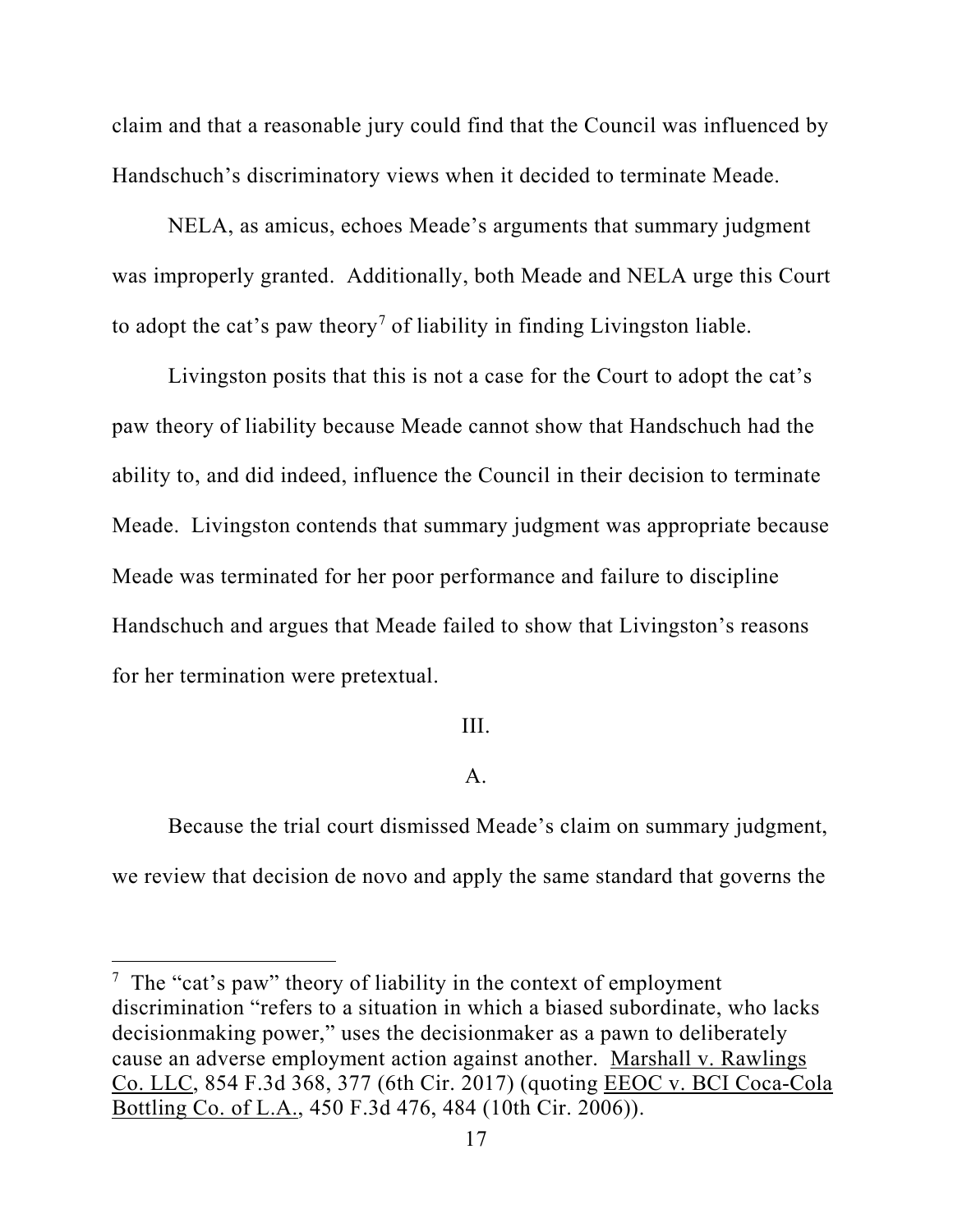claim and that a reasonable jury could find that the Council was influenced by Handschuch's discriminatory views when it decided to terminate Meade.

NELA, as amicus, echoes Meade's arguments that summary judgment was improperly granted. Additionally, both Meade and NELA urge this Court to adopt the cat's paw theory[7] of liability in finding Livingston liable.

Livingston posits that this is not a case for the Court to adopt the cat's paw theory of liability because Meade cannot show that Handschuch had the ability to, and did indeed, influence the Council in their decision to terminate Meade. Livingston contends that summary judgment was appropriate because Meade was terminated for her poor performance and failure to discipline Handschuch and argues that Meade failed to show that Livingston's reasons for her termination were pretextual.

III.

A.

Because the trial court dismissed Meade's claim on summary judgment, we review that decision de novo and apply the same standard that governs the

---

[7] The "cat's paw" theory of liability in the context of employment discrimination "refers to a situation in which a biased subordinate, who lacks decisionmaking power," uses the decisionmaker as a pawn to deliberately cause an adverse employment action against another. Marshall v. Rawlings Co. LLC, 854 F.3d 368, 377 (6th Cir. 2017) (quoting EEOC v. BCI Coca-Cola Bottling Co. of L.A., 450 F.3d 476, 484 (10th Cir. 2006)).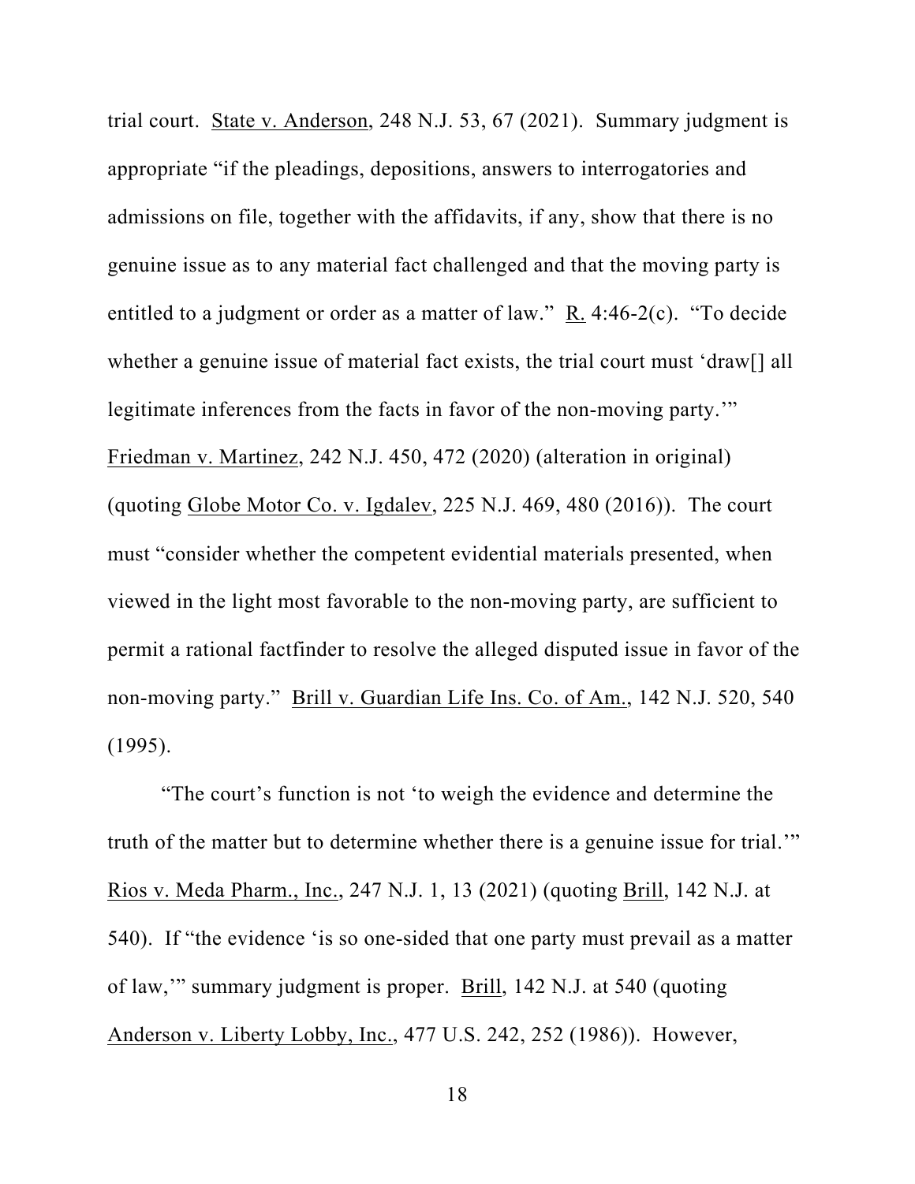trial court. State v. Anderson, 248 N.J. 53, 67 (2021). Summary judgment is appropriate "if the pleadings, depositions, answers to interrogatories and admissions on file, together with the affidavits, if any, show that there is no genuine issue as to any material fact challenged and that the moving party is entitled to a judgment or order as a matter of law." R. 4:46-2(c). "To decide whether a genuine issue of material fact exists, the trial court must 'draw[] all legitimate inferences from the facts in favor of the non-moving party.'" Friedman v. Martinez, 242 N.J. 450, 472 (2020) (alteration in original) (quoting Globe Motor Co. v. Igdalev, 225 N.J. 469, 480 (2016)). The court must "consider whether the competent evidential materials presented, when viewed in the light most favorable to the non-moving party, are sufficient to permit a rational factfinder to resolve the alleged disputed issue in favor of the non-moving party." Brill v. Guardian Life Ins. Co. of Am., 142 N.J. 520, 540 (1995).

"The court's function is not 'to weigh the evidence and determine the truth of the matter but to determine whether there is a genuine issue for trial.'" Rios v. Meda Pharm., Inc., 247 N.J. 1, 13 (2021) (quoting Brill, 142 N.J. at 540). If "the evidence 'is so one-sided that one party must prevail as a matter of law,'" summary judgment is proper. Brill, 142 N.J. at 540 (quoting Anderson v. Liberty Lobby, Inc., 477 U.S. 242, 252 (1986)). However,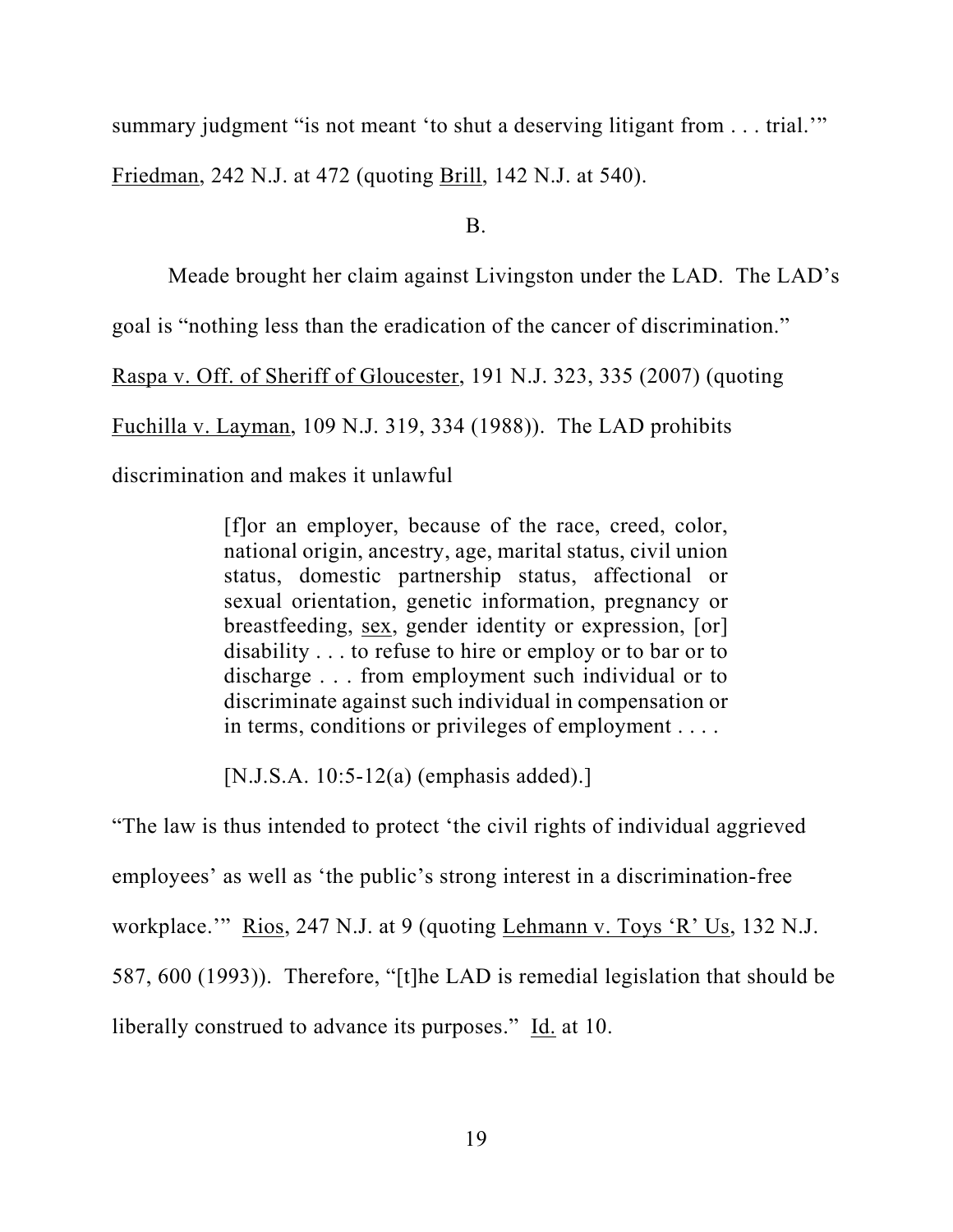summary judgment "is not meant 'to shut a deserving litigant from . . . trial.'" Friedman, 242 N.J. at 472 (quoting Brill, 142 N.J. at 540).

B.

Meade brought her claim against Livingston under the LAD. The LAD's goal is "nothing less than the eradication of the cancer of discrimination." Raspa v. Off. of Sheriff of Gloucester, 191 N.J. 323, 335 (2007) (quoting Fuchilla v. Layman, 109 N.J. 319, 334 (1988)). The LAD prohibits discrimination and makes it unlawful

> [f]or an employer, because of the race, creed, color, national origin, ancestry, age, marital status, civil union status, domestic partnership status, affectional or sexual orientation, genetic information, pregnancy or breastfeeding, <u>sex</u>, gender identity or expression, [or] disability . . . to refuse to hire or employ or to bar or to discharge . . . from employment such individual or to discriminate against such individual in compensation or in terms, conditions or privileges of employment . . . .
>
> [N.J.S.A. 10:5-12(a) (emphasis added).]

"The law is thus intended to protect 'the civil rights of individual aggrieved employees' as well as 'the public's strong interest in a discrimination-free workplace.'" Rios, 247 N.J. at 9 (quoting Lehmann v. Toys 'R' Us, 132 N.J. 587, 600 (1993)). Therefore, "[t]he LAD is remedial legislation that should be liberally construed to advance its purposes." Id. at 10.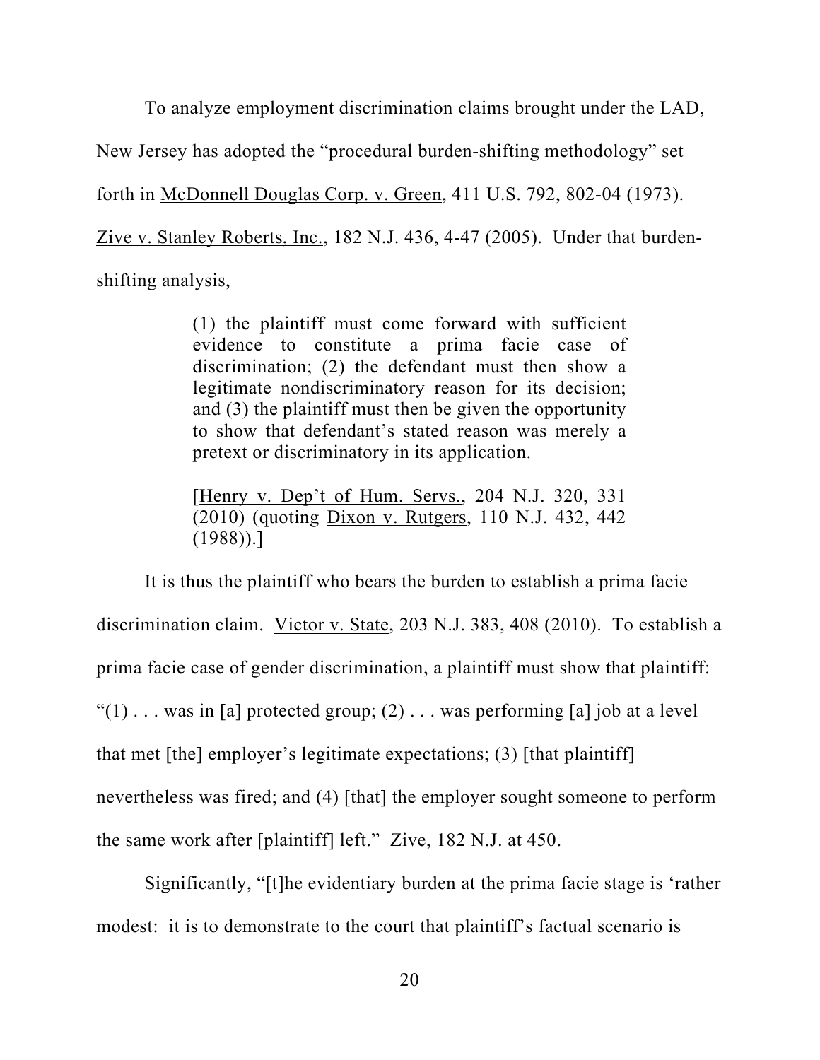To analyze employment discrimination claims brought under the LAD, New Jersey has adopted the "procedural burden-shifting methodology" set forth in McDonnell Douglas Corp. v. Green, 411 U.S. 792, 802-04 (1973). Zive v. Stanley Roberts, Inc., 182 N.J. 436, 4-47 (2005). Under that burden-shifting analysis,

> (1) the plaintiff must come forward with sufficient evidence to constitute a prima facie case of discrimination; (2) the defendant must then show a legitimate nondiscriminatory reason for its decision; and (3) the plaintiff must then be given the opportunity to show that defendant's stated reason was merely a pretext or discriminatory in its application.
>
> [Henry v. Dep't of Hum. Servs., 204 N.J. 320, 331 (2010) (quoting Dixon v. Rutgers, 110 N.J. 432, 442 (1988)).]

It is thus the plaintiff who bears the burden to establish a prima facie discrimination claim. Victor v. State, 203 N.J. 383, 408 (2010). To establish a prima facie case of gender discrimination, a plaintiff must show that plaintiff: "(1) . . . was in [a] protected group; (2) . . . was performing [a] job at a level that met [the] employer's legitimate expectations; (3) [that plaintiff] nevertheless was fired; and (4) [that] the employer sought someone to perform the same work after [plaintiff] left." Zive, 182 N.J. at 450.

Significantly, "[t]he evidentiary burden at the prima facie stage is 'rather modest: it is to demonstrate to the court that plaintiff's factual scenario is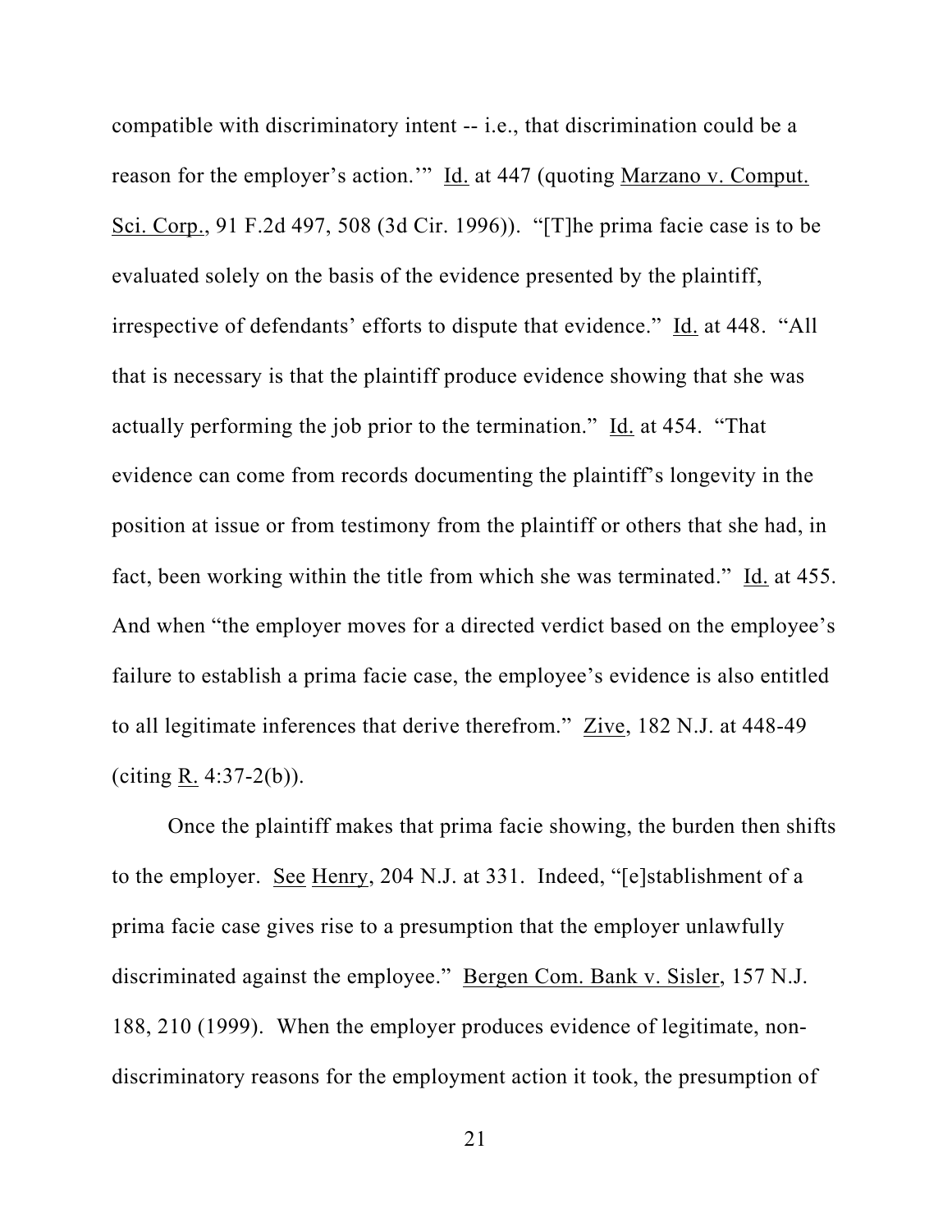compatible with discriminatory intent -- i.e., that discrimination could be a reason for the employer's action.'" Id. at 447 (quoting Marzano v. Comput. Sci. Corp., 91 F.2d 497, 508 (3d Cir. 1996)). "[T]he prima facie case is to be evaluated solely on the basis of the evidence presented by the plaintiff, irrespective of defendants' efforts to dispute that evidence." Id. at 448. "All that is necessary is that the plaintiff produce evidence showing that she was actually performing the job prior to the termination." Id. at 454. "That evidence can come from records documenting the plaintiff's longevity in the position at issue or from testimony from the plaintiff or others that she had, in fact, been working within the title from which she was terminated." Id. at 455. And when "the employer moves for a directed verdict based on the employee's failure to establish a prima facie case, the employee's evidence is also entitled to all legitimate inferences that derive therefrom." Zive, 182 N.J. at 448-49 (citing R. 4:37-2(b)).

Once the plaintiff makes that prima facie showing, the burden then shifts to the employer. See Henry, 204 N.J. at 331. Indeed, "[e]stablishment of a prima facie case gives rise to a presumption that the employer unlawfully discriminated against the employee." Bergen Com. Bank v. Sisler, 157 N.J. 188, 210 (1999). When the employer produces evidence of legitimate, non-discriminatory reasons for the employment action it took, the presumption of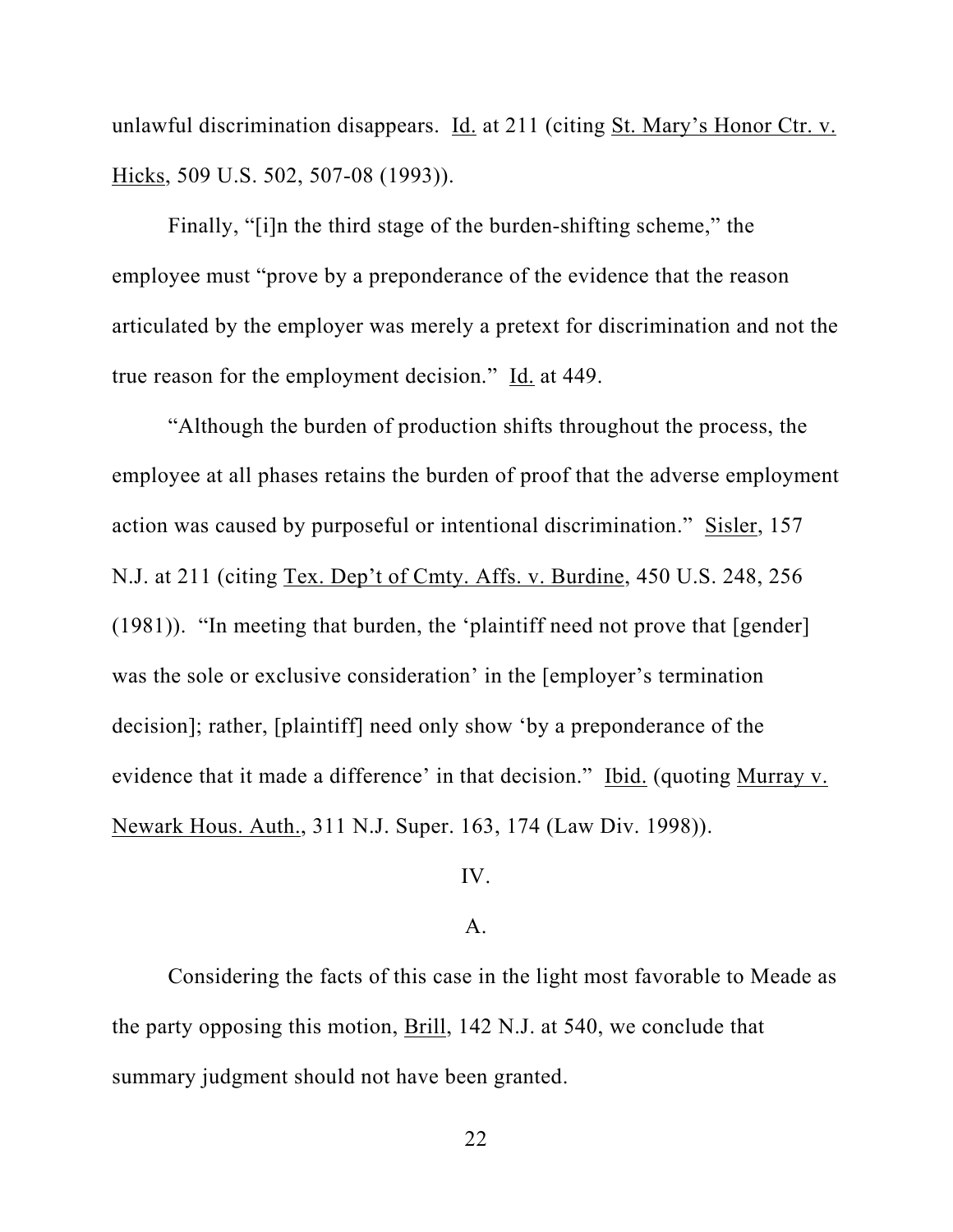unlawful discrimination disappears. Id. at 211 (citing St. Mary's Honor Ctr. v. Hicks, 509 U.S. 502, 507-08 (1993)).

Finally, "[i]n the third stage of the burden-shifting scheme," the employee must "prove by a preponderance of the evidence that the reason articulated by the employer was merely a pretext for discrimination and not the true reason for the employment decision." Id. at 449.

"Although the burden of production shifts throughout the process, the employee at all phases retains the burden of proof that the adverse employment action was caused by purposeful or intentional discrimination." Sisler, 157 N.J. at 211 (citing Tex. Dep't of Cmty. Affs. v. Burdine, 450 U.S. 248, 256 (1981)). "In meeting that burden, the 'plaintiff need not prove that [gender] was the sole or exclusive consideration' in the [employer's termination decision]; rather, [plaintiff] need only show 'by a preponderance of the evidence that it made a difference' in that decision." Ibid. (quoting Murray v. Newark Hous. Auth., 311 N.J. Super. 163, 174 (Law Div. 1998)).

## IV.

### A.

Considering the facts of this case in the light most favorable to Meade as the party opposing this motion, Brill, 142 N.J. at 540, we conclude that summary judgment should not have been granted.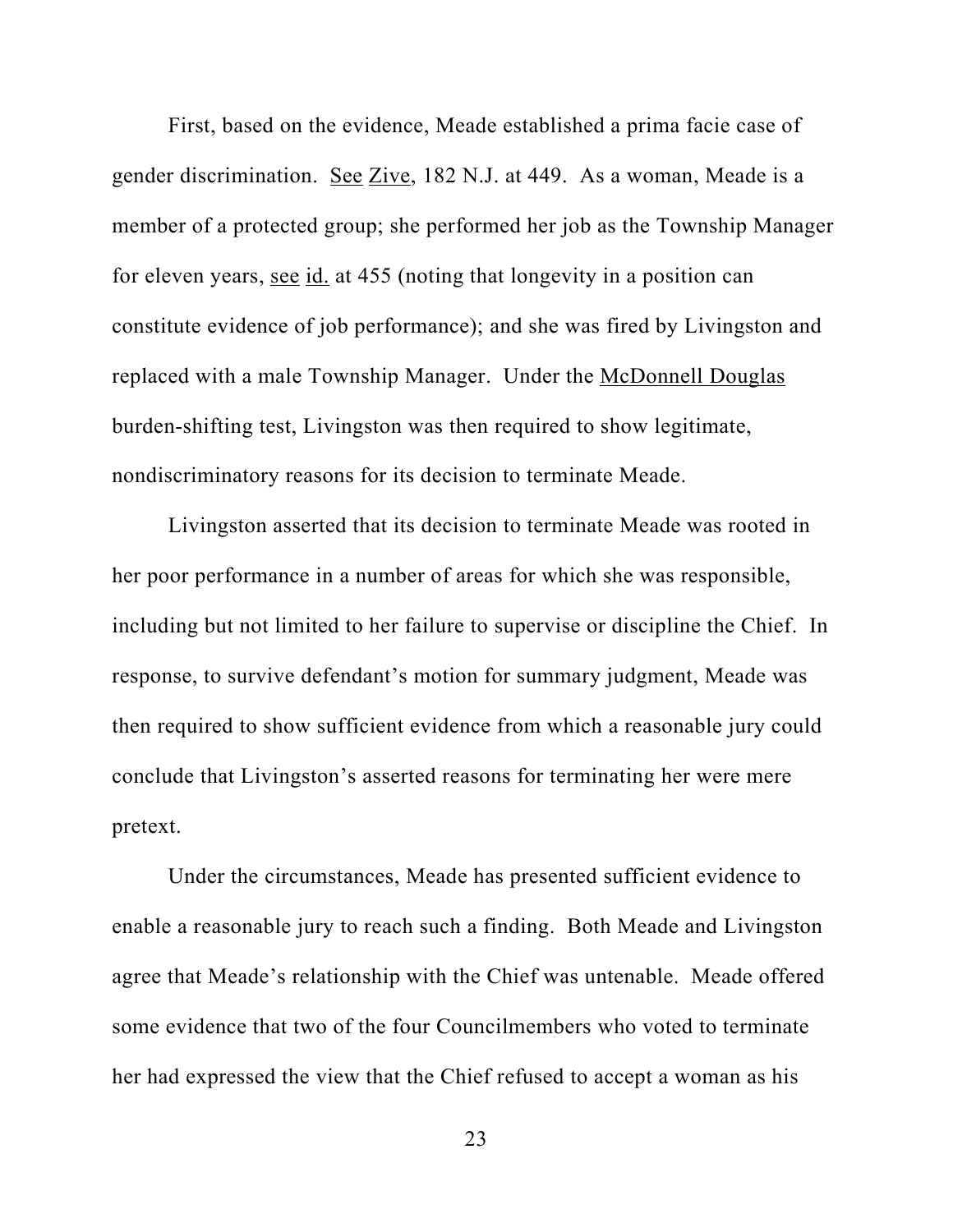First, based on the evidence, Meade established a prima facie case of gender discrimination. See Zive, 182 N.J. at 449. As a woman, Meade is a member of a protected group; she performed her job as the Township Manager for eleven years, see id. at 455 (noting that longevity in a position can constitute evidence of job performance); and she was fired by Livingston and replaced with a male Township Manager. Under the McDonnell Douglas burden-shifting test, Livingston was then required to show legitimate, nondiscriminatory reasons for its decision to terminate Meade.

Livingston asserted that its decision to terminate Meade was rooted in her poor performance in a number of areas for which she was responsible, including but not limited to her failure to supervise or discipline the Chief. In response, to survive defendant's motion for summary judgment, Meade was then required to show sufficient evidence from which a reasonable jury could conclude that Livingston's asserted reasons for terminating her were mere pretext.

Under the circumstances, Meade has presented sufficient evidence to enable a reasonable jury to reach such a finding. Both Meade and Livingston agree that Meade's relationship with the Chief was untenable. Meade offered some evidence that two of the four Councilmembers who voted to terminate her had expressed the view that the Chief refused to accept a woman as his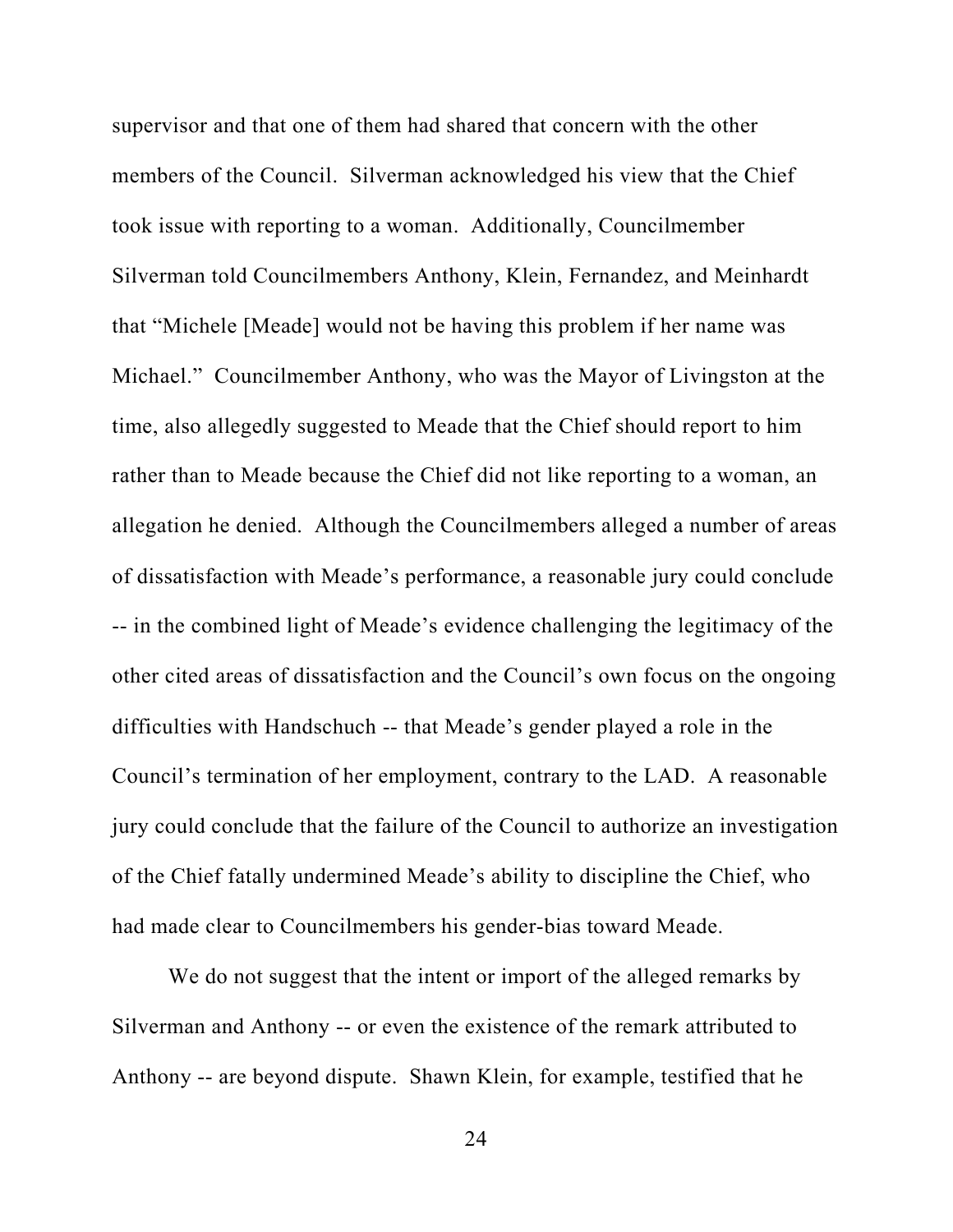supervisor and that one of them had shared that concern with the other members of the Council. Silverman acknowledged his view that the Chief took issue with reporting to a woman. Additionally, Councilmember Silverman told Councilmembers Anthony, Klein, Fernandez, and Meinhardt that "Michele [Meade] would not be having this problem if her name was Michael." Councilmember Anthony, who was the Mayor of Livingston at the time, also allegedly suggested to Meade that the Chief should report to him rather than to Meade because the Chief did not like reporting to a woman, an allegation he denied. Although the Councilmembers alleged a number of areas of dissatisfaction with Meade's performance, a reasonable jury could conclude -- in the combined light of Meade's evidence challenging the legitimacy of the other cited areas of dissatisfaction and the Council's own focus on the ongoing difficulties with Handschuch -- that Meade's gender played a role in the Council's termination of her employment, contrary to the LAD. A reasonable jury could conclude that the failure of the Council to authorize an investigation of the Chief fatally undermined Meade's ability to discipline the Chief, who had made clear to Councilmembers his gender-bias toward Meade.

We do not suggest that the intent or import of the alleged remarks by Silverman and Anthony -- or even the existence of the remark attributed to Anthony -- are beyond dispute. Shawn Klein, for example, testified that he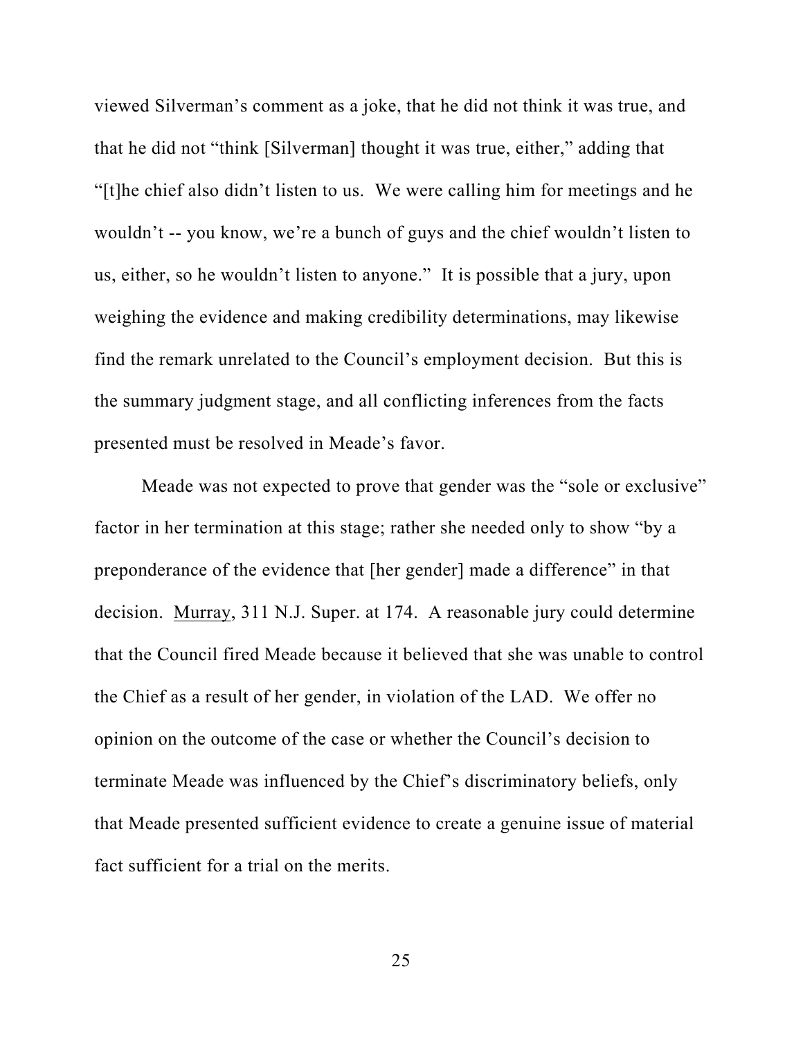viewed Silverman's comment as a joke, that he did not think it was true, and that he did not "think [Silverman] thought it was true, either," adding that "[t]he chief also didn't listen to us. We were calling him for meetings and he wouldn't -- you know, we're a bunch of guys and the chief wouldn't listen to us, either, so he wouldn't listen to anyone." It is possible that a jury, upon weighing the evidence and making credibility determinations, may likewise find the remark unrelated to the Council's employment decision. But this is the summary judgment stage, and all conflicting inferences from the facts presented must be resolved in Meade's favor.

Meade was not expected to prove that gender was the "sole or exclusive" factor in her termination at this stage; rather she needed only to show "by a preponderance of the evidence that [her gender] made a difference" in that decision. Murray, 311 N.J. Super. at 174. A reasonable jury could determine that the Council fired Meade because it believed that she was unable to control the Chief as a result of her gender, in violation of the LAD. We offer no opinion on the outcome of the case or whether the Council's decision to terminate Meade was influenced by the Chief's discriminatory beliefs, only that Meade presented sufficient evidence to create a genuine issue of material fact sufficient for a trial on the merits.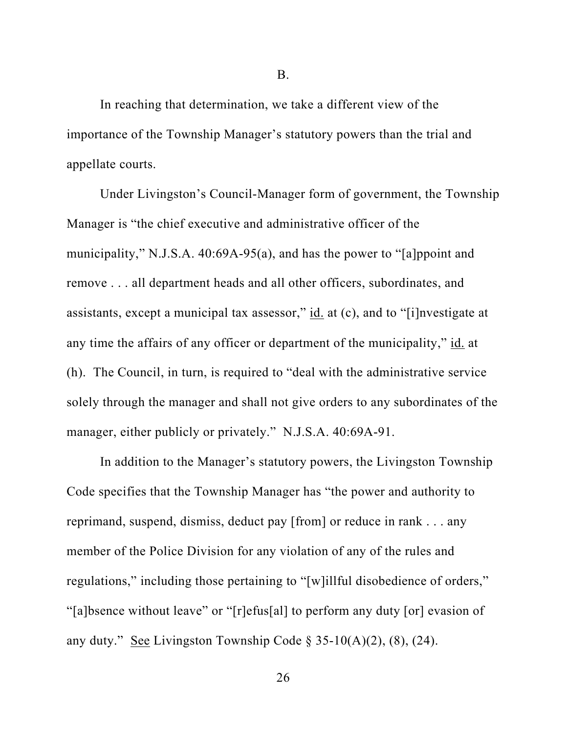## B.

In reaching that determination, we take a different view of the importance of the Township Manager's statutory powers than the trial and appellate courts.

Under Livingston's Council-Manager form of government, the Township Manager is "the chief executive and administrative officer of the municipality," N.J.S.A. 40:69A-95(a), and has the power to "[a]ppoint and remove . . . all department heads and all other officers, subordinates, and assistants, except a municipal tax assessor," id. at (c), and to "[i]nvestigate at any time the affairs of any officer or department of the municipality," id. at (h). The Council, in turn, is required to "deal with the administrative service solely through the manager and shall not give orders to any subordinates of the manager, either publicly or privately." N.J.S.A. 40:69A-91.

In addition to the Manager's statutory powers, the Livingston Township Code specifies that the Township Manager has "the power and authority to reprimand, suspend, dismiss, deduct pay [from] or reduce in rank . . . any member of the Police Division for any violation of any of the rules and regulations," including those pertaining to "[w]illful disobedience of orders," "[a]bsence without leave" or "[r]efus[al] to perform any duty [or] evasion of any duty." See Livingston Township Code § 35-10(A)(2), (8), (24).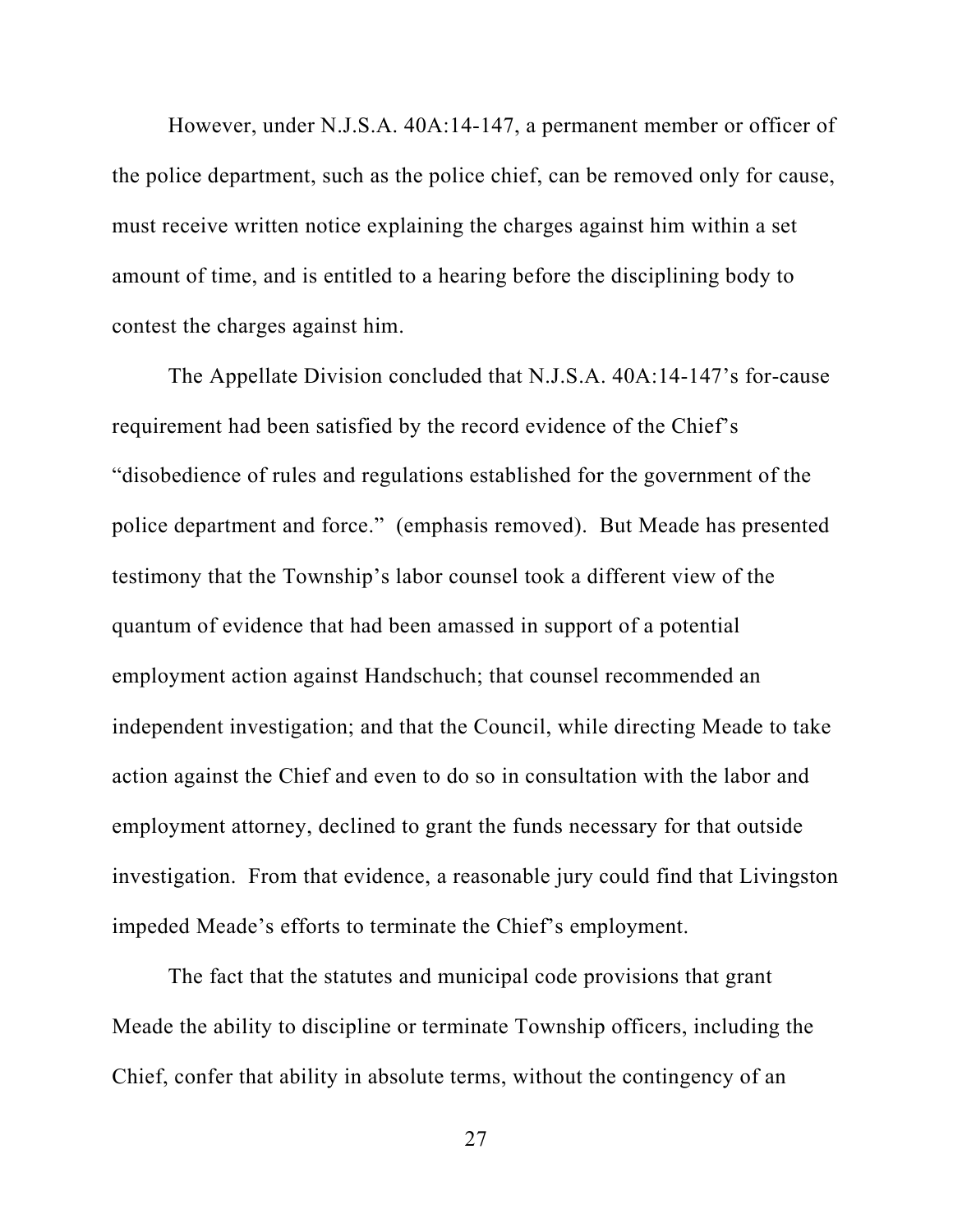However, under N.J.S.A. 40A:14-147, a permanent member or officer of the police department, such as the police chief, can be removed only for cause, must receive written notice explaining the charges against him within a set amount of time, and is entitled to a hearing before the disciplining body to contest the charges against him.

The Appellate Division concluded that N.J.S.A. 40A:14-147's for-cause requirement had been satisfied by the record evidence of the Chief's "disobedience of rules and regulations established for the government of the police department and force." (emphasis removed). But Meade has presented testimony that the Township's labor counsel took a different view of the quantum of evidence that had been amassed in support of a potential employment action against Handschuch; that counsel recommended an independent investigation; and that the Council, while directing Meade to take action against the Chief and even to do so in consultation with the labor and employment attorney, declined to grant the funds necessary for that outside investigation. From that evidence, a reasonable jury could find that Livingston impeded Meade's efforts to terminate the Chief's employment.

The fact that the statutes and municipal code provisions that grant Meade the ability to discipline or terminate Township officers, including the Chief, confer that ability in absolute terms, without the contingency of an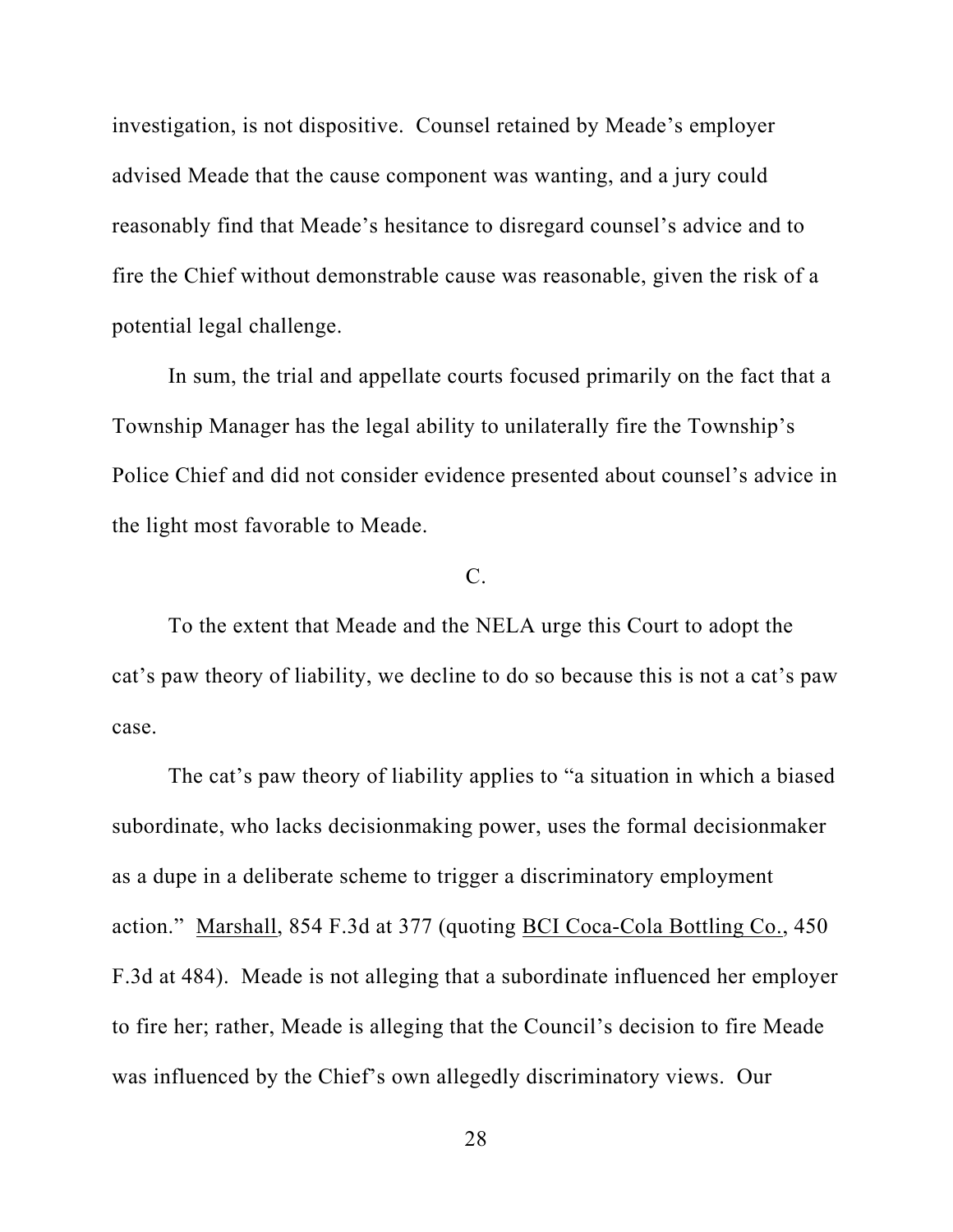investigation, is not dispositive. Counsel retained by Meade's employer advised Meade that the cause component was wanting, and a jury could reasonably find that Meade's hesitance to disregard counsel's advice and to fire the Chief without demonstrable cause was reasonable, given the risk of a potential legal challenge.

In sum, the trial and appellate courts focused primarily on the fact that a Township Manager has the legal ability to unilaterally fire the Township's Police Chief and did not consider evidence presented about counsel's advice in the light most favorable to Meade.

C.

To the extent that Meade and the NELA urge this Court to adopt the cat's paw theory of liability, we decline to do so because this is not a cat's paw case.

The cat's paw theory of liability applies to "a situation in which a biased subordinate, who lacks decisionmaking power, uses the formal decisionmaker as a dupe in a deliberate scheme to trigger a discriminatory employment action." Marshall, 854 F.3d at 377 (quoting BCI Coca-Cola Bottling Co., 450 F.3d at 484). Meade is not alleging that a subordinate influenced her employer to fire her; rather, Meade is alleging that the Council's decision to fire Meade was influenced by the Chief's own allegedly discriminatory views. Our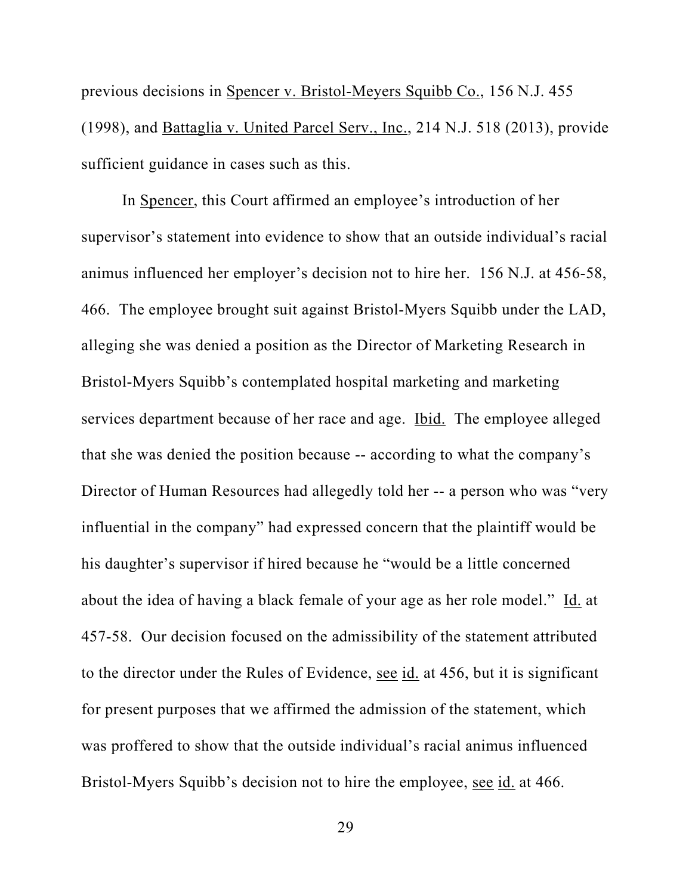previous decisions in Spencer v. Bristol-Meyers Squibb Co., 156 N.J. 455 (1998), and Battaglia v. United Parcel Serv., Inc., 214 N.J. 518 (2013), provide sufficient guidance in cases such as this.

In Spencer, this Court affirmed an employee's introduction of her supervisor's statement into evidence to show that an outside individual's racial animus influenced her employer's decision not to hire her. 156 N.J. at 456-58, 466. The employee brought suit against Bristol-Myers Squibb under the LAD, alleging she was denied a position as the Director of Marketing Research in Bristol-Myers Squibb's contemplated hospital marketing and marketing services department because of her race and age. Ibid. The employee alleged that she was denied the position because -- according to what the company's Director of Human Resources had allegedly told her -- a person who was "very influential in the company" had expressed concern that the plaintiff would be his daughter's supervisor if hired because he "would be a little concerned about the idea of having a black female of your age as her role model." Id. at 457-58. Our decision focused on the admissibility of the statement attributed to the director under the Rules of Evidence, see id. at 456, but it is significant for present purposes that we affirmed the admission of the statement, which was proffered to show that the outside individual's racial animus influenced Bristol-Myers Squibb's decision not to hire the employee, see id. at 466.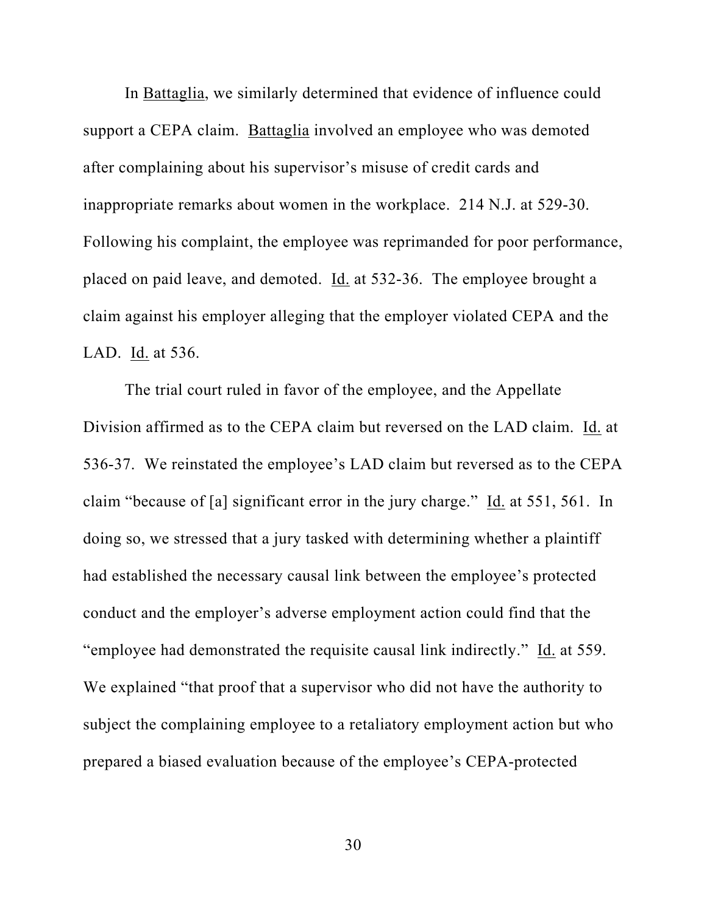In Battaglia, we similarly determined that evidence of influence could support a CEPA claim. Battaglia involved an employee who was demoted after complaining about his supervisor's misuse of credit cards and inappropriate remarks about women in the workplace. 214 N.J. at 529-30. Following his complaint, the employee was reprimanded for poor performance, placed on paid leave, and demoted. Id. at 532-36. The employee brought a claim against his employer alleging that the employer violated CEPA and the LAD. Id. at 536.

The trial court ruled in favor of the employee, and the Appellate Division affirmed as to the CEPA claim but reversed on the LAD claim. Id. at 536-37. We reinstated the employee's LAD claim but reversed as to the CEPA claim "because of [a] significant error in the jury charge." Id. at 551, 561. In doing so, we stressed that a jury tasked with determining whether a plaintiff had established the necessary causal link between the employee's protected conduct and the employer's adverse employment action could find that the "employee had demonstrated the requisite causal link indirectly." Id. at 559. We explained "that proof that a supervisor who did not have the authority to subject the complaining employee to a retaliatory employment action but who prepared a biased evaluation because of the employee's CEPA-protected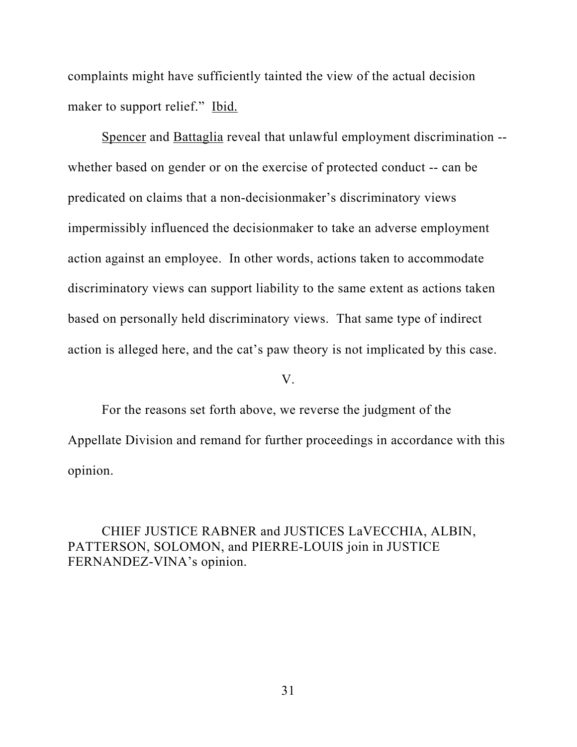complaints might have sufficiently tainted the view of the actual decision maker to support relief." Ibid.

Spencer and Battaglia reveal that unlawful employment discrimination -- whether based on gender or on the exercise of protected conduct -- can be predicated on claims that a non-decisionmaker's discriminatory views impermissibly influenced the decisionmaker to take an adverse employment action against an employee. In other words, actions taken to accommodate discriminatory views can support liability to the same extent as actions taken based on personally held discriminatory views. That same type of indirect action is alleged here, and the cat's paw theory is not implicated by this case.

## V.

For the reasons set forth above, we reverse the judgment of the Appellate Division and remand for further proceedings in accordance with this opinion.

CHIEF JUSTICE RABNER and JUSTICES LaVECCHIA, ALBIN, PATTERSON, SOLOMON, and PIERRE-LOUIS join in JUSTICE FERNANDEZ-VINA's opinion.